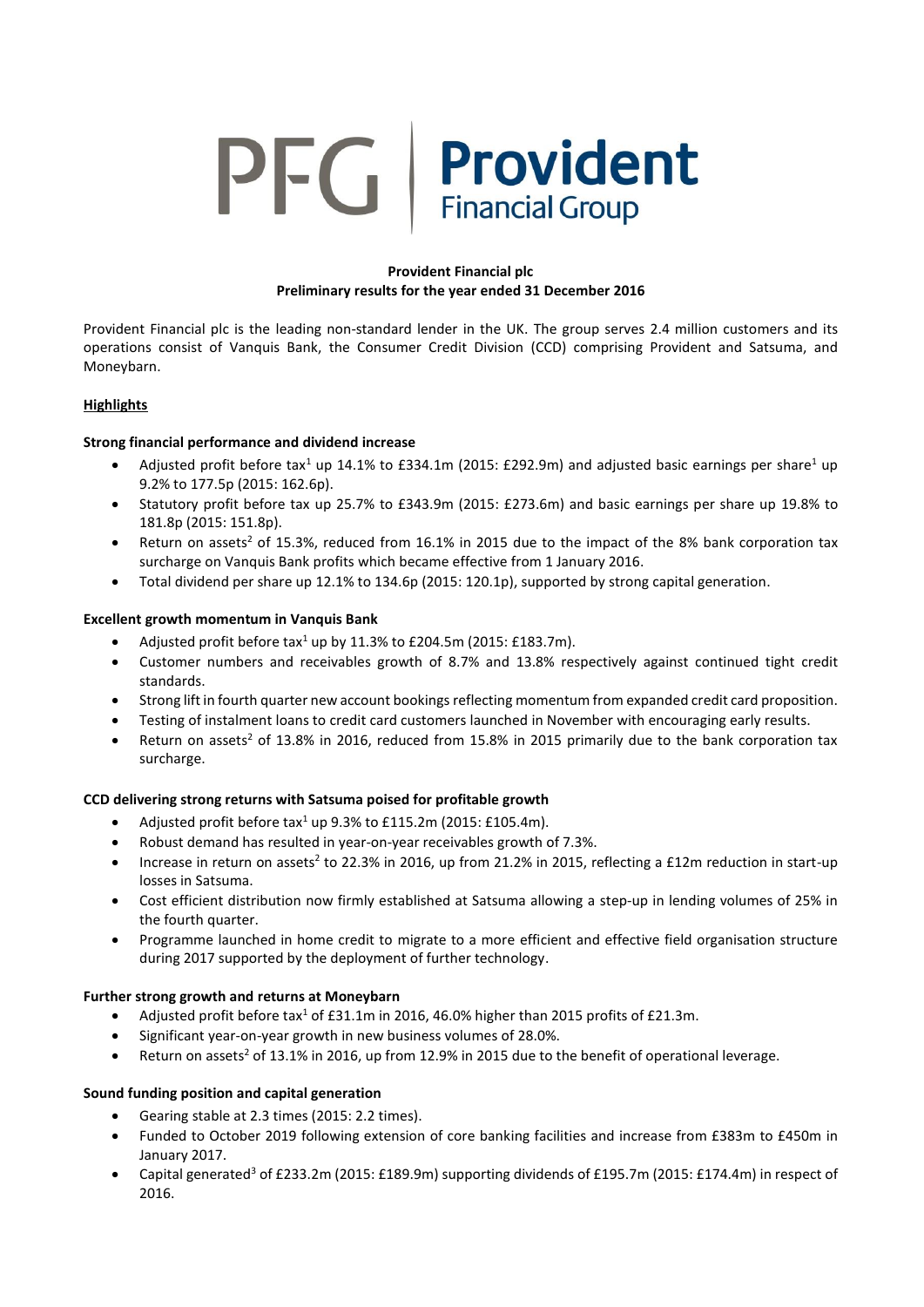PFG | **Provident** Financial Group

**Provident Financial plc**
**Preliminary results for the year ended 31 December 2016**

Provident Financial plc is the leading non-standard lender in the UK. The group serves 2.4 million customers and its operations consist of Vanquis Bank, the Consumer Credit Division (CCD) comprising Provident and Satsuma, and Moneybarn.

## Highlights

### Strong financial performance and dividend increase

- Adjusted profit before tax[1] up 14.1% to £334.1m (2015: £292.9m) and adjusted basic earnings per share[1] up 9.2% to 177.5p (2015: 162.6p).
- Statutory profit before tax up 25.7% to £343.9m (2015: £273.6m) and basic earnings per share up 19.8% to 181.8p (2015: 151.8p).
- Return on assets[2] of 15.3%, reduced from 16.1% in 2015 due to the impact of the 8% bank corporation tax surcharge on Vanquis Bank profits which became effective from 1 January 2016.
- Total dividend per share up 12.1% to 134.6p (2015: 120.1p), supported by strong capital generation.

### Excellent growth momentum in Vanquis Bank

- Adjusted profit before tax[1] up by 11.3% to £204.5m (2015: £183.7m).
- Customer numbers and receivables growth of 8.7% and 13.8% respectively against continued tight credit standards.
- Strong lift in fourth quarter new account bookings reflecting momentum from expanded credit card proposition.
- Testing of instalment loans to credit card customers launched in November with encouraging early results.
- Return on assets[2] of 13.8% in 2016, reduced from 15.8% in 2015 primarily due to the bank corporation tax surcharge.

### CCD delivering strong returns with Satsuma poised for profitable growth

- Adjusted profit before tax[1] up 9.3% to £115.2m (2015: £105.4m).
- Robust demand has resulted in year-on-year receivables growth of 7.3%.
- Increase in return on assets[2] to 22.3% in 2016, up from 21.2% in 2015, reflecting a £12m reduction in start-up losses in Satsuma.
- Cost efficient distribution now firmly established at Satsuma allowing a step-up in lending volumes of 25% in the fourth quarter.
- Programme launched in home credit to migrate to a more efficient and effective field organisation structure during 2017 supported by the deployment of further technology.

### Further strong growth and returns at Moneybarn

- Adjusted profit before tax[1] of £31.1m in 2016, 46.0% higher than 2015 profits of £21.3m.
- Significant year-on-year growth in new business volumes of 28.0%.
- Return on assets[2] of 13.1% in 2016, up from 12.9% in 2015 due to the benefit of operational leverage.

### Sound funding position and capital generation

- Gearing stable at 2.3 times (2015: 2.2 times).
- Funded to October 2019 following extension of core banking facilities and increase from £383m to £450m in January 2017.
- Capital generated[3] of £233.2m (2015: £189.9m) supporting dividends of £195.7m (2015: £174.4m) in respect of 2016.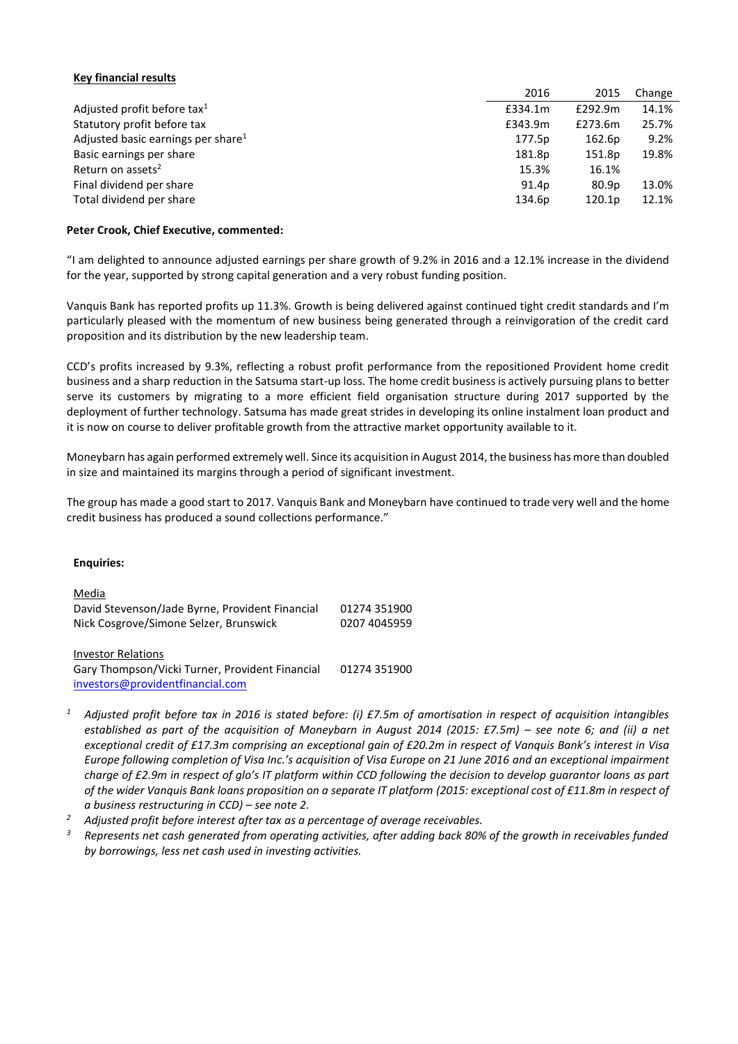**Key financial results**

| | 2016 | 2015 | Change |
|---|---|---|---|
| Adjusted profit before tax[1] | £334.1m | £292.9m | 14.1% |
| Statutory profit before tax | £343.9m | £273.6m | 25.7% |
| Adjusted basic earnings per share[1] | 177.5p | 162.6p | 9.2% |
| Basic earnings per share | 181.8p | 151.8p | 19.8% |
| Return on assets[2] | 15.3% | 16.1% | |
| Final dividend per share | 91.4p | 80.9p | 13.0% |
| Total dividend per share | 134.6p | 120.1p | 12.1% |

**Peter Crook, Chief Executive, commented:**

"I am delighted to announce adjusted earnings per share growth of 9.2% in 2016 and a 12.1% increase in the dividend for the year, supported by strong capital generation and a very robust funding position.

Vanquis Bank has reported profits up 11.3%. Growth is being delivered against continued tight credit standards and I'm particularly pleased with the momentum of new business being generated through a reinvigoration of the credit card proposition and its distribution by the new leadership team.

CCD's profits increased by 9.3%, reflecting a robust profit performance from the repositioned Provident home credit business and a sharp reduction in the Satsuma start-up loss. The home credit business is actively pursuing plans to better serve its customers by migrating to a more efficient field organisation structure during 2017 supported by the deployment of further technology. Satsuma has made great strides in developing its online instalment loan product and it is now on course to deliver profitable growth from the attractive market opportunity available to it.

Moneybarn has again performed extremely well. Since its acquisition in August 2014, the business has more than doubled in size and maintained its margins through a period of significant investment.

The group has made a good start to 2017. Vanquis Bank and Moneybarn have continued to trade very well and the home credit business has produced a sound collections performance."

**Enquiries:**

Media

| | |
|---|---|
| David Stevenson/Jade Byrne, Provident Financial | 01274 351900 |
| Nick Cosgrove/Simone Selzer, Brunswick | 0207 4045959 |

Investor Relations

| | |
|---|---|
| Gary Thompson/Vicki Turner, Provident Financial | 01274 351900 |
| investors@providentfinancial.com | |

[1] *Adjusted profit before tax in 2016 is stated before: (i) £7.5m of amortisation in respect of acquisition intangibles established as part of the acquisition of Moneybarn in August 2014 (2015: £7.5m) – see note 6; and (ii) a net exceptional credit of £17.3m comprising an exceptional gain of £20.2m in respect of Vanquis Bank's interest in Visa Europe following completion of Visa Inc.'s acquisition of Visa Europe on 21 June 2016 and an exceptional impairment charge of £2.9m in respect of glo's IT platform within CCD following the decision to develop guarantor loans as part of the wider Vanquis Bank loans proposition on a separate IT platform (2015: exceptional cost of £11.8m in respect of a business restructuring in CCD) – see note 2.*

[2] *Adjusted profit before interest after tax as a percentage of average receivables.*

[3] *Represents net cash generated from operating activities, after adding back 80% of the growth in receivables funded by borrowings, less net cash used in investing activities.*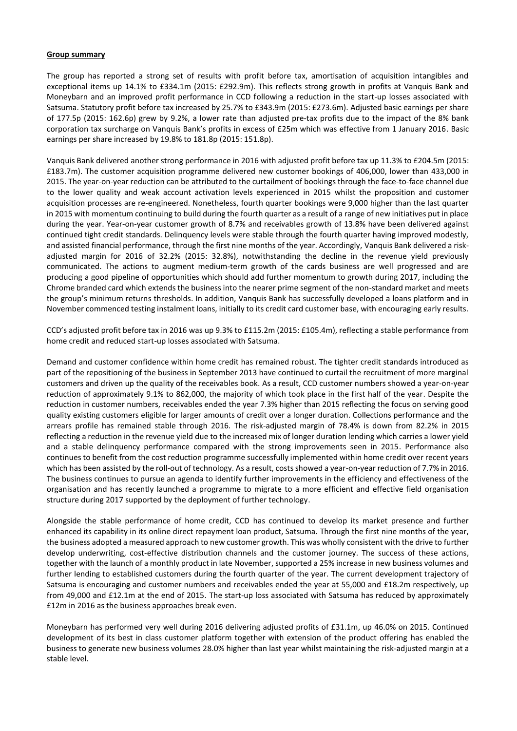**Group summary**

The group has reported a strong set of results with profit before tax, amortisation of acquisition intangibles and exceptional items up 14.1% to £334.1m (2015: £292.9m). This reflects strong growth in profits at Vanquis Bank and Moneybarn and an improved profit performance in CCD following a reduction in the start-up losses associated with Satsuma. Statutory profit before tax increased by 25.7% to £343.9m (2015: £273.6m). Adjusted basic earnings per share of 177.5p (2015: 162.6p) grew by 9.2%, a lower rate than adjusted pre-tax profits due to the impact of the 8% bank corporation tax surcharge on Vanquis Bank's profits in excess of £25m which was effective from 1 January 2016. Basic earnings per share increased by 19.8% to 181.8p (2015: 151.8p).

Vanquis Bank delivered another strong performance in 2016 with adjusted profit before tax up 11.3% to £204.5m (2015: £183.7m). The customer acquisition programme delivered new customer bookings of 406,000, lower than 433,000 in 2015. The year-on-year reduction can be attributed to the curtailment of bookings through the face-to-face channel due to the lower quality and weak account activation levels experienced in 2015 whilst the proposition and customer acquisition processes are re-engineered. Nonetheless, fourth quarter bookings were 9,000 higher than the last quarter in 2015 with momentum continuing to build during the fourth quarter as a result of a range of new initiatives put in place during the year. Year-on-year customer growth of 8.7% and receivables growth of 13.8% have been delivered against continued tight credit standards. Delinquency levels were stable through the fourth quarter having improved modestly, and assisted financial performance, through the first nine months of the year. Accordingly, Vanquis Bank delivered a risk-adjusted margin for 2016 of 32.2% (2015: 32.8%), notwithstanding the decline in the revenue yield previously communicated. The actions to augment medium-term growth of the cards business are well progressed and are producing a good pipeline of opportunities which should add further momentum to growth during 2017, including the Chrome branded card which extends the business into the nearer prime segment of the non-standard market and meets the group's minimum returns thresholds. In addition, Vanquis Bank has successfully developed a loans platform and in November commenced testing instalment loans, initially to its credit card customer base, with encouraging early results.

CCD's adjusted profit before tax in 2016 was up 9.3% to £115.2m (2015: £105.4m), reflecting a stable performance from home credit and reduced start-up losses associated with Satsuma.

Demand and customer confidence within home credit has remained robust. The tighter credit standards introduced as part of the repositioning of the business in September 2013 have continued to curtail the recruitment of more marginal customers and driven up the quality of the receivables book. As a result, CCD customer numbers showed a year-on-year reduction of approximately 9.1% to 862,000, the majority of which took place in the first half of the year. Despite the reduction in customer numbers, receivables ended the year 7.3% higher than 2015 reflecting the focus on serving good quality existing customers eligible for larger amounts of credit over a longer duration. Collections performance and the arrears profile has remained stable through 2016. The risk-adjusted margin of 78.4% is down from 82.2% in 2015 reflecting a reduction in the revenue yield due to the increased mix of longer duration lending which carries a lower yield and a stable delinquency performance compared with the strong improvements seen in 2015. Performance also continues to benefit from the cost reduction programme successfully implemented within home credit over recent years which has been assisted by the roll-out of technology. As a result, costs showed a year-on-year reduction of 7.7% in 2016. The business continues to pursue an agenda to identify further improvements in the efficiency and effectiveness of the organisation and has recently launched a programme to migrate to a more efficient and effective field organisation structure during 2017 supported by the deployment of further technology.

Alongside the stable performance of home credit, CCD has continued to develop its market presence and further enhanced its capability in its online direct repayment loan product, Satsuma. Through the first nine months of the year, the business adopted a measured approach to new customer growth. This was wholly consistent with the drive to further develop underwriting, cost-effective distribution channels and the customer journey. The success of these actions, together with the launch of a monthly product in late November, supported a 25% increase in new business volumes and further lending to established customers during the fourth quarter of the year. The current development trajectory of Satsuma is encouraging and customer numbers and receivables ended the year at 55,000 and £18.2m respectively, up from 49,000 and £12.1m at the end of 2015. The start-up loss associated with Satsuma has reduced by approximately £12m in 2016 as the business approaches break even.

Moneybarn has performed very well during 2016 delivering adjusted profits of £31.1m, up 46.0% on 2015. Continued development of its best in class customer platform together with extension of the product offering has enabled the business to generate new business volumes 28.0% higher than last year whilst maintaining the risk-adjusted margin at a stable level.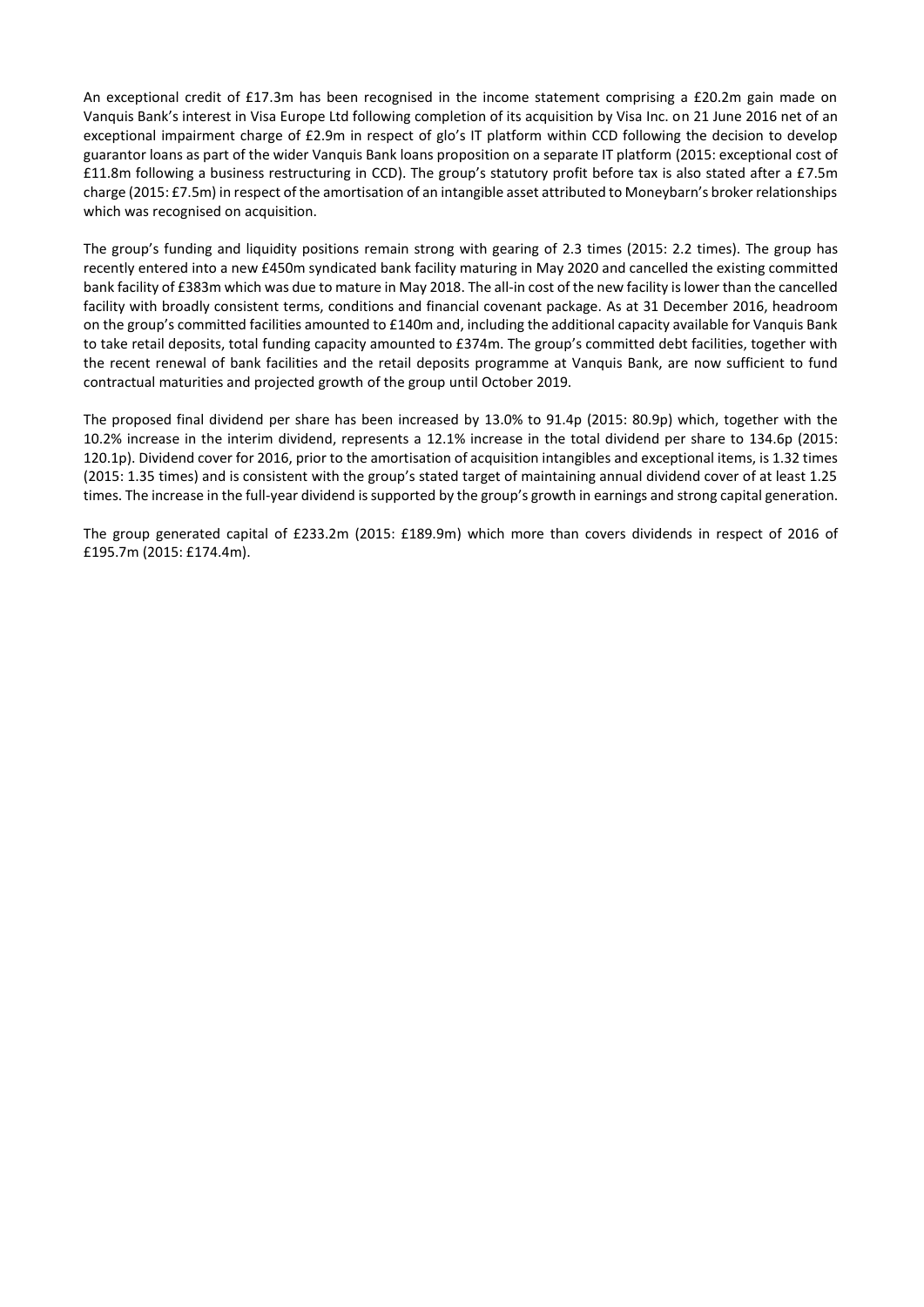An exceptional credit of £17.3m has been recognised in the income statement comprising a £20.2m gain made on Vanquis Bank's interest in Visa Europe Ltd following completion of its acquisition by Visa Inc. on 21 June 2016 net of an exceptional impairment charge of £2.9m in respect of glo's IT platform within CCD following the decision to develop guarantor loans as part of the wider Vanquis Bank loans proposition on a separate IT platform (2015: exceptional cost of £11.8m following a business restructuring in CCD). The group's statutory profit before tax is also stated after a £7.5m charge (2015: £7.5m) in respect of the amortisation of an intangible asset attributed to Moneybarn's broker relationships which was recognised on acquisition.

The group's funding and liquidity positions remain strong with gearing of 2.3 times (2015: 2.2 times). The group has recently entered into a new £450m syndicated bank facility maturing in May 2020 and cancelled the existing committed bank facility of £383m which was due to mature in May 2018. The all-in cost of the new facility is lower than the cancelled facility with broadly consistent terms, conditions and financial covenant package. As at 31 December 2016, headroom on the group's committed facilities amounted to £140m and, including the additional capacity available for Vanquis Bank to take retail deposits, total funding capacity amounted to £374m. The group's committed debt facilities, together with the recent renewal of bank facilities and the retail deposits programme at Vanquis Bank, are now sufficient to fund contractual maturities and projected growth of the group until October 2019.

The proposed final dividend per share has been increased by 13.0% to 91.4p (2015: 80.9p) which, together with the 10.2% increase in the interim dividend, represents a 12.1% increase in the total dividend per share to 134.6p (2015: 120.1p). Dividend cover for 2016, prior to the amortisation of acquisition intangibles and exceptional items, is 1.32 times (2015: 1.35 times) and is consistent with the group's stated target of maintaining annual dividend cover of at least 1.25 times. The increase in the full-year dividend is supported by the group's growth in earnings and strong capital generation.

The group generated capital of £233.2m (2015: £189.9m) which more than covers dividends in respect of 2016 of £195.7m (2015: £174.4m).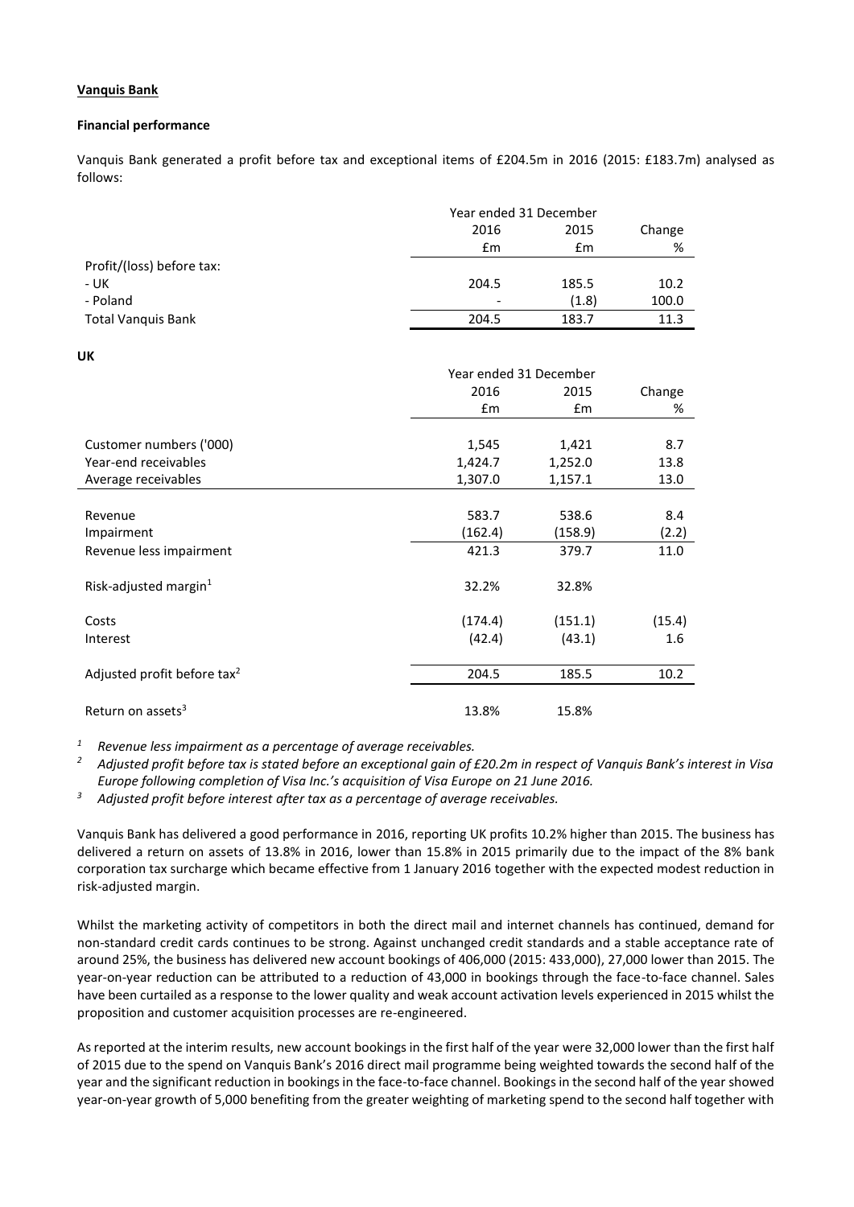**Vanquis Bank**

**Financial performance**

Vanquis Bank generated a profit before tax and exceptional items of £204.5m in 2016 (2015: £183.7m) analysed as follows:

| | Year ended 31 December | | |
|---|---|---|---|
| | 2016 | 2015 | Change |
| | £m | £m | % |
| Profit/(loss) before tax: | | | |
| - UK | 204.5 | 185.5 | 10.2 |
| - Poland | - | (1.8) | 100.0 |
| Total Vanquis Bank | 204.5 | 183.7 | 11.3 |

**UK**

| | Year ended 31 December | | |
|---|---|---|---|
| | 2016 | 2015 | Change |
| | £m | £m | % |
| Customer numbers ('000) | 1,545 | 1,421 | 8.7 |
| Year-end receivables | 1,424.7 | 1,252.0 | 13.8 |
| Average receivables | 1,307.0 | 1,157.1 | 13.0 |
| Revenue | 583.7 | 538.6 | 8.4 |
| Impairment | (162.4) | (158.9) | (2.2) |
| Revenue less impairment | 421.3 | 379.7 | 11.0 |
| Risk-adjusted margin[1] | 32.2% | 32.8% | |
| Costs | (174.4) | (151.1) | (15.4) |
| Interest | (42.4) | (43.1) | 1.6 |
| Adjusted profit before tax[2] | 204.5 | 185.5 | 10.2 |
| Return on assets[3] | 13.8% | 15.8% | |

[1] *Revenue less impairment as a percentage of average receivables.*

[2] *Adjusted profit before tax is stated before an exceptional gain of £20.2m in respect of Vanquis Bank's interest in Visa Europe following completion of Visa Inc.'s acquisition of Visa Europe on 21 June 2016.*

[3] *Adjusted profit before interest after tax as a percentage of average receivables.*

Vanquis Bank has delivered a good performance in 2016, reporting UK profits 10.2% higher than 2015. The business has delivered a return on assets of 13.8% in 2016, lower than 15.8% in 2015 primarily due to the impact of the 8% bank corporation tax surcharge which became effective from 1 January 2016 together with the expected modest reduction in risk-adjusted margin.

Whilst the marketing activity of competitors in both the direct mail and internet channels has continued, demand for non-standard credit cards continues to be strong. Against unchanged credit standards and a stable acceptance rate of around 25%, the business has delivered new account bookings of 406,000 (2015: 433,000), 27,000 lower than 2015. The year-on-year reduction can be attributed to a reduction of 43,000 in bookings through the face-to-face channel. Sales have been curtailed as a response to the lower quality and weak account activation levels experienced in 2015 whilst the proposition and customer acquisition processes are re-engineered.

As reported at the interim results, new account bookings in the first half of the year were 32,000 lower than the first half of 2015 due to the spend on Vanquis Bank's 2016 direct mail programme being weighted towards the second half of the year and the significant reduction in bookings in the face-to-face channel. Bookings in the second half of the year showed year-on-year growth of 5,000 benefiting from the greater weighting of marketing spend to the second half together with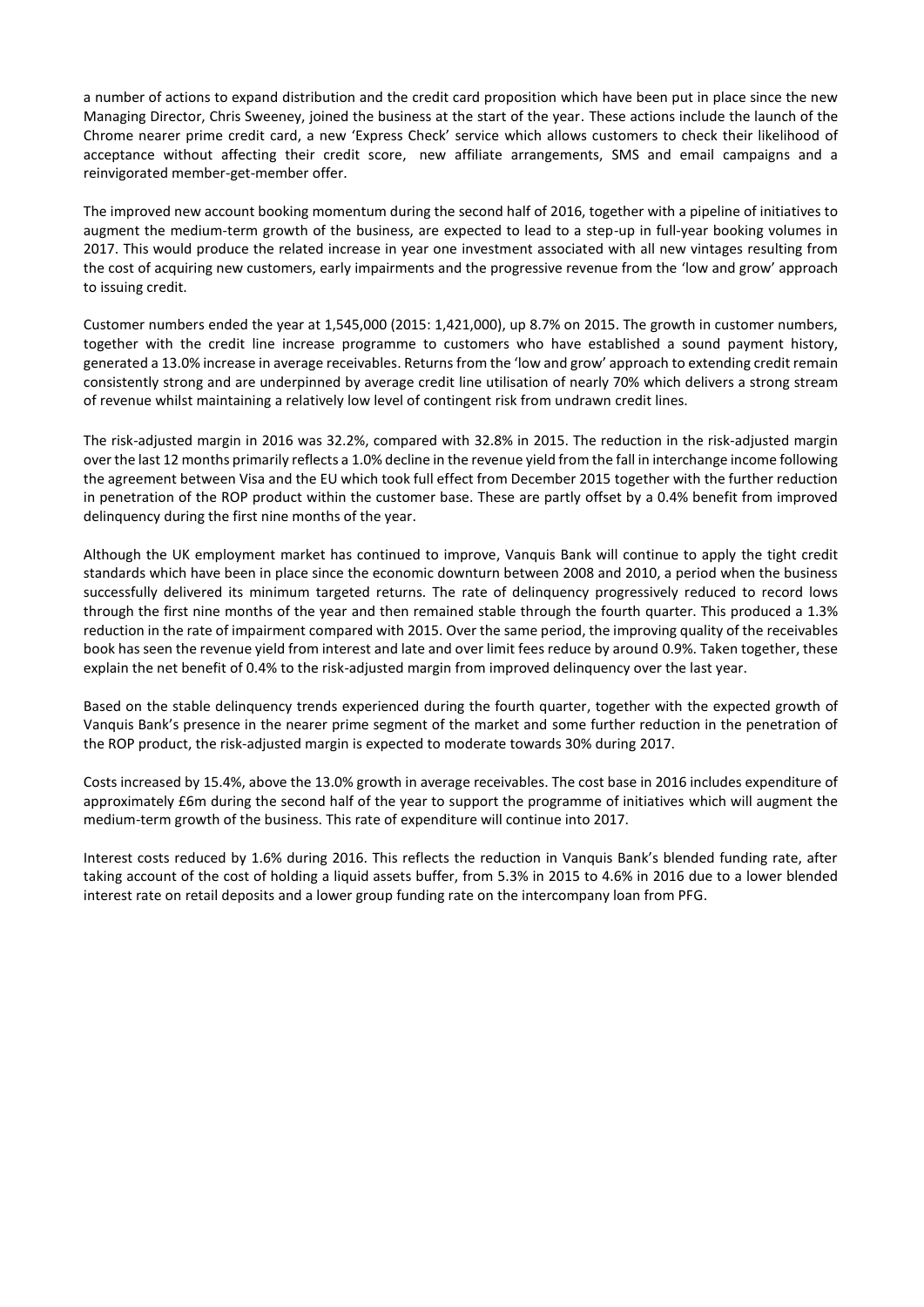a number of actions to expand distribution and the credit card proposition which have been put in place since the new Managing Director, Chris Sweeney, joined the business at the start of the year. These actions include the launch of the Chrome nearer prime credit card, a new 'Express Check' service which allows customers to check their likelihood of acceptance without affecting their credit score, new affiliate arrangements, SMS and email campaigns and a reinvigorated member-get-member offer.

The improved new account booking momentum during the second half of 2016, together with a pipeline of initiatives to augment the medium-term growth of the business, are expected to lead to a step-up in full-year booking volumes in 2017. This would produce the related increase in year one investment associated with all new vintages resulting from the cost of acquiring new customers, early impairments and the progressive revenue from the 'low and grow' approach to issuing credit.

Customer numbers ended the year at 1,545,000 (2015: 1,421,000), up 8.7% on 2015. The growth in customer numbers, together with the credit line increase programme to customers who have established a sound payment history, generated a 13.0% increase in average receivables. Returns from the 'low and grow' approach to extending credit remain consistently strong and are underpinned by average credit line utilisation of nearly 70% which delivers a strong stream of revenue whilst maintaining a relatively low level of contingent risk from undrawn credit lines.

The risk-adjusted margin in 2016 was 32.2%, compared with 32.8% in 2015. The reduction in the risk-adjusted margin over the last 12 months primarily reflects a 1.0% decline in the revenue yield from the fall in interchange income following the agreement between Visa and the EU which took full effect from December 2015 together with the further reduction in penetration of the ROP product within the customer base. These are partly offset by a 0.4% benefit from improved delinquency during the first nine months of the year.

Although the UK employment market has continued to improve, Vanquis Bank will continue to apply the tight credit standards which have been in place since the economic downturn between 2008 and 2010, a period when the business successfully delivered its minimum targeted returns. The rate of delinquency progressively reduced to record lows through the first nine months of the year and then remained stable through the fourth quarter. This produced a 1.3% reduction in the rate of impairment compared with 2015. Over the same period, the improving quality of the receivables book has seen the revenue yield from interest and late and over limit fees reduce by around 0.9%. Taken together, these explain the net benefit of 0.4% to the risk-adjusted margin from improved delinquency over the last year.

Based on the stable delinquency trends experienced during the fourth quarter, together with the expected growth of Vanquis Bank's presence in the nearer prime segment of the market and some further reduction in the penetration of the ROP product, the risk-adjusted margin is expected to moderate towards 30% during 2017.

Costs increased by 15.4%, above the 13.0% growth in average receivables. The cost base in 2016 includes expenditure of approximately £6m during the second half of the year to support the programme of initiatives which will augment the medium-term growth of the business. This rate of expenditure will continue into 2017.

Interest costs reduced by 1.6% during 2016. This reflects the reduction in Vanquis Bank's blended funding rate, after taking account of the cost of holding a liquid assets buffer, from 5.3% in 2015 to 4.6% in 2016 due to a lower blended interest rate on retail deposits and a lower group funding rate on the intercompany loan from PFG.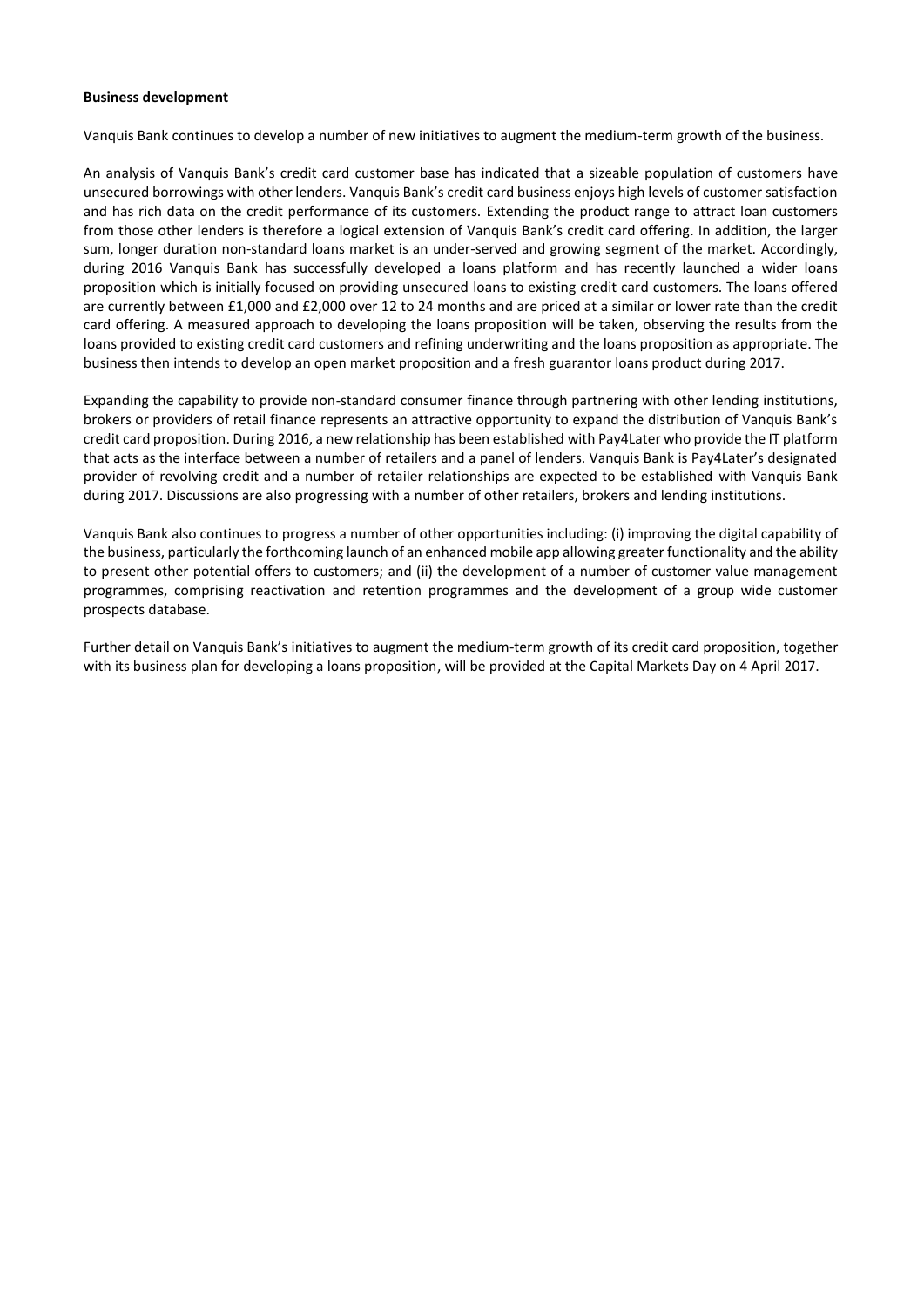**Business development**

Vanquis Bank continues to develop a number of new initiatives to augment the medium-term growth of the business.

An analysis of Vanquis Bank's credit card customer base has indicated that a sizeable population of customers have unsecured borrowings with other lenders. Vanquis Bank's credit card business enjoys high levels of customer satisfaction and has rich data on the credit performance of its customers. Extending the product range to attract loan customers from those other lenders is therefore a logical extension of Vanquis Bank's credit card offering. In addition, the larger sum, longer duration non-standard loans market is an under-served and growing segment of the market. Accordingly, during 2016 Vanquis Bank has successfully developed a loans platform and has recently launched a wider loans proposition which is initially focused on providing unsecured loans to existing credit card customers. The loans offered are currently between £1,000 and £2,000 over 12 to 24 months and are priced at a similar or lower rate than the credit card offering. A measured approach to developing the loans proposition will be taken, observing the results from the loans provided to existing credit card customers and refining underwriting and the loans proposition as appropriate. The business then intends to develop an open market proposition and a fresh guarantor loans product during 2017.

Expanding the capability to provide non-standard consumer finance through partnering with other lending institutions, brokers or providers of retail finance represents an attractive opportunity to expand the distribution of Vanquis Bank's credit card proposition. During 2016, a new relationship has been established with Pay4Later who provide the IT platform that acts as the interface between a number of retailers and a panel of lenders. Vanquis Bank is Pay4Later's designated provider of revolving credit and a number of retailer relationships are expected to be established with Vanquis Bank during 2017. Discussions are also progressing with a number of other retailers, brokers and lending institutions.

Vanquis Bank also continues to progress a number of other opportunities including: (i) improving the digital capability of the business, particularly the forthcoming launch of an enhanced mobile app allowing greater functionality and the ability to present other potential offers to customers; and (ii) the development of a number of customer value management programmes, comprising reactivation and retention programmes and the development of a group wide customer prospects database.

Further detail on Vanquis Bank's initiatives to augment the medium-term growth of its credit card proposition, together with its business plan for developing a loans proposition, will be provided at the Capital Markets Day on 4 April 2017.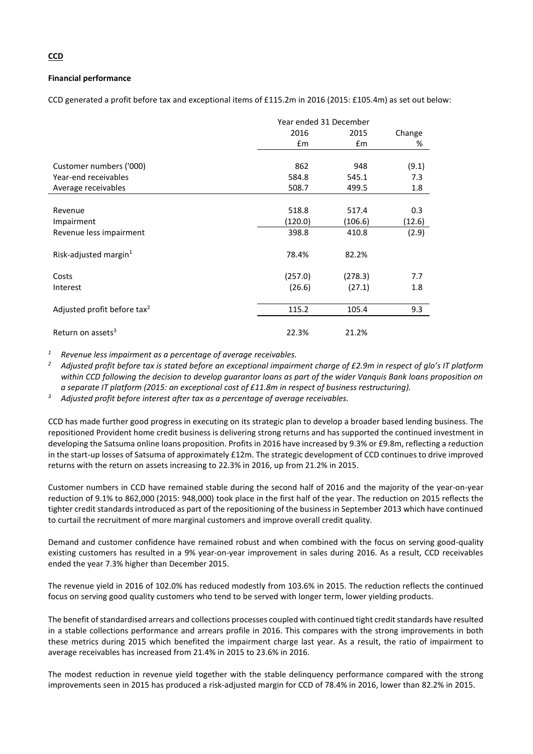**CCD**

**Financial performance**

CCD generated a profit before tax and exceptional items of £115.2m in 2016 (2015: £105.4m) as set out below:

| | Year ended 31 December | | |
|---|---|---|---|
| | 2016 | 2015 | Change |
| | £m | £m | % |
| Customer numbers ('000) | 862 | 948 | (9.1) |
| Year-end receivables | 584.8 | 545.1 | 7.3 |
| Average receivables | 508.7 | 499.5 | 1.8 |
| Revenue | 518.8 | 517.4 | 0.3 |
| Impairment | (120.0) | (106.6) | (12.6) |
| Revenue less impairment | 398.8 | 410.8 | (2.9) |
| Risk-adjusted margin[1] | 78.4% | 82.2% | |
| Costs | (257.0) | (278.3) | 7.7 |
| Interest | (26.6) | (27.1) | 1.8 |
| Adjusted profit before tax[2] | 115.2 | 105.4 | 9.3 |
| Return on assets[3] | 22.3% | 21.2% | |

[1] *Revenue less impairment as a percentage of average receivables.*

[2] *Adjusted profit before tax is stated before an exceptional impairment charge of £2.9m in respect of glo's IT platform within CCD following the decision to develop guarantor loans as part of the wider Vanquis Bank loans proposition on a separate IT platform (2015: an exceptional cost of £11.8m in respect of business restructuring).*

[3] *Adjusted profit before interest after tax as a percentage of average receivables.*

CCD has made further good progress in executing on its strategic plan to develop a broader based lending business. The repositioned Provident home credit business is delivering strong returns and has supported the continued investment in developing the Satsuma online loans proposition. Profits in 2016 have increased by 9.3% or £9.8m, reflecting a reduction in the start-up losses of Satsuma of approximately £12m. The strategic development of CCD continues to drive improved returns with the return on assets increasing to 22.3% in 2016, up from 21.2% in 2015.

Customer numbers in CCD have remained stable during the second half of 2016 and the majority of the year-on-year reduction of 9.1% to 862,000 (2015: 948,000) took place in the first half of the year. The reduction on 2015 reflects the tighter credit standards introduced as part of the repositioning of the business in September 2013 which have continued to curtail the recruitment of more marginal customers and improve overall credit quality.

Demand and customer confidence have remained robust and when combined with the focus on serving good-quality existing customers has resulted in a 9% year-on-year improvement in sales during 2016. As a result, CCD receivables ended the year 7.3% higher than December 2015.

The revenue yield in 2016 of 102.0% has reduced modestly from 103.6% in 2015. The reduction reflects the continued focus on serving good quality customers who tend to be served with longer term, lower yielding products.

The benefit of standardised arrears and collections processes coupled with continued tight credit standards have resulted in a stable collections performance and arrears profile in 2016. This compares with the strong improvements in both these metrics during 2015 which benefited the impairment charge last year. As a result, the ratio of impairment to average receivables has increased from 21.4% in 2015 to 23.6% in 2016.

The modest reduction in revenue yield together with the stable delinquency performance compared with the strong improvements seen in 2015 has produced a risk-adjusted margin for CCD of 78.4% in 2016, lower than 82.2% in 2015.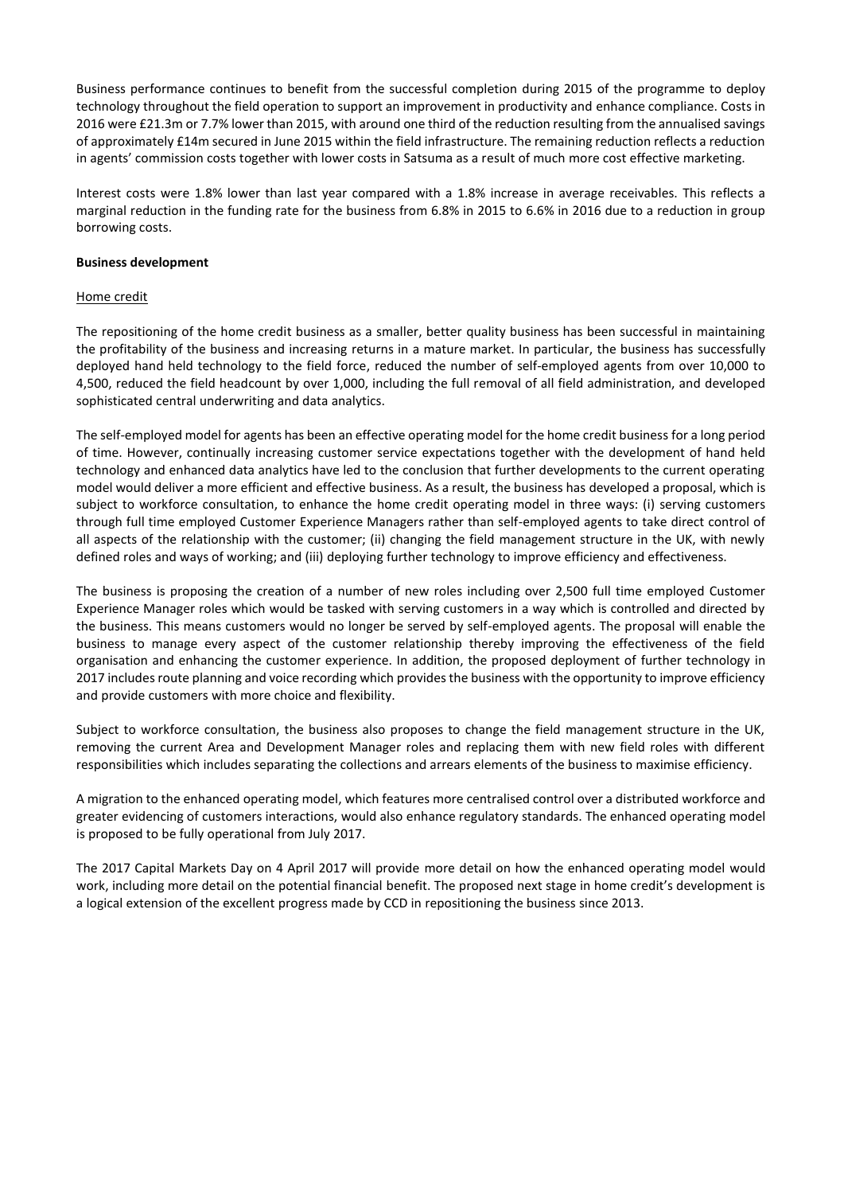Business performance continues to benefit from the successful completion during 2015 of the programme to deploy technology throughout the field operation to support an improvement in productivity and enhance compliance. Costs in 2016 were £21.3m or 7.7% lower than 2015, with around one third of the reduction resulting from the annualised savings of approximately £14m secured in June 2015 within the field infrastructure. The remaining reduction reflects a reduction in agents' commission costs together with lower costs in Satsuma as a result of much more cost effective marketing.

Interest costs were 1.8% lower than last year compared with a 1.8% increase in average receivables. This reflects a marginal reduction in the funding rate for the business from 6.8% in 2015 to 6.6% in 2016 due to a reduction in group borrowing costs.

**Business development**

Home credit

The repositioning of the home credit business as a smaller, better quality business has been successful in maintaining the profitability of the business and increasing returns in a mature market. In particular, the business has successfully deployed hand held technology to the field force, reduced the number of self-employed agents from over 10,000 to 4,500, reduced the field headcount by over 1,000, including the full removal of all field administration, and developed sophisticated central underwriting and data analytics.

The self-employed model for agents has been an effective operating model for the home credit business for a long period of time. However, continually increasing customer service expectations together with the development of hand held technology and enhanced data analytics have led to the conclusion that further developments to the current operating model would deliver a more efficient and effective business. As a result, the business has developed a proposal, which is subject to workforce consultation, to enhance the home credit operating model in three ways: (i) serving customers through full time employed Customer Experience Managers rather than self-employed agents to take direct control of all aspects of the relationship with the customer; (ii) changing the field management structure in the UK, with newly defined roles and ways of working; and (iii) deploying further technology to improve efficiency and effectiveness.

The business is proposing the creation of a number of new roles including over 2,500 full time employed Customer Experience Manager roles which would be tasked with serving customers in a way which is controlled and directed by the business. This means customers would no longer be served by self-employed agents. The proposal will enable the business to manage every aspect of the customer relationship thereby improving the effectiveness of the field organisation and enhancing the customer experience. In addition, the proposed deployment of further technology in 2017 includes route planning and voice recording which provides the business with the opportunity to improve efficiency and provide customers with more choice and flexibility.

Subject to workforce consultation, the business also proposes to change the field management structure in the UK, removing the current Area and Development Manager roles and replacing them with new field roles with different responsibilities which includes separating the collections and arrears elements of the business to maximise efficiency.

A migration to the enhanced operating model, which features more centralised control over a distributed workforce and greater evidencing of customers interactions, would also enhance regulatory standards. The enhanced operating model is proposed to be fully operational from July 2017.

The 2017 Capital Markets Day on 4 April 2017 will provide more detail on how the enhanced operating model would work, including more detail on the potential financial benefit. The proposed next stage in home credit's development is a logical extension of the excellent progress made by CCD in repositioning the business since 2013.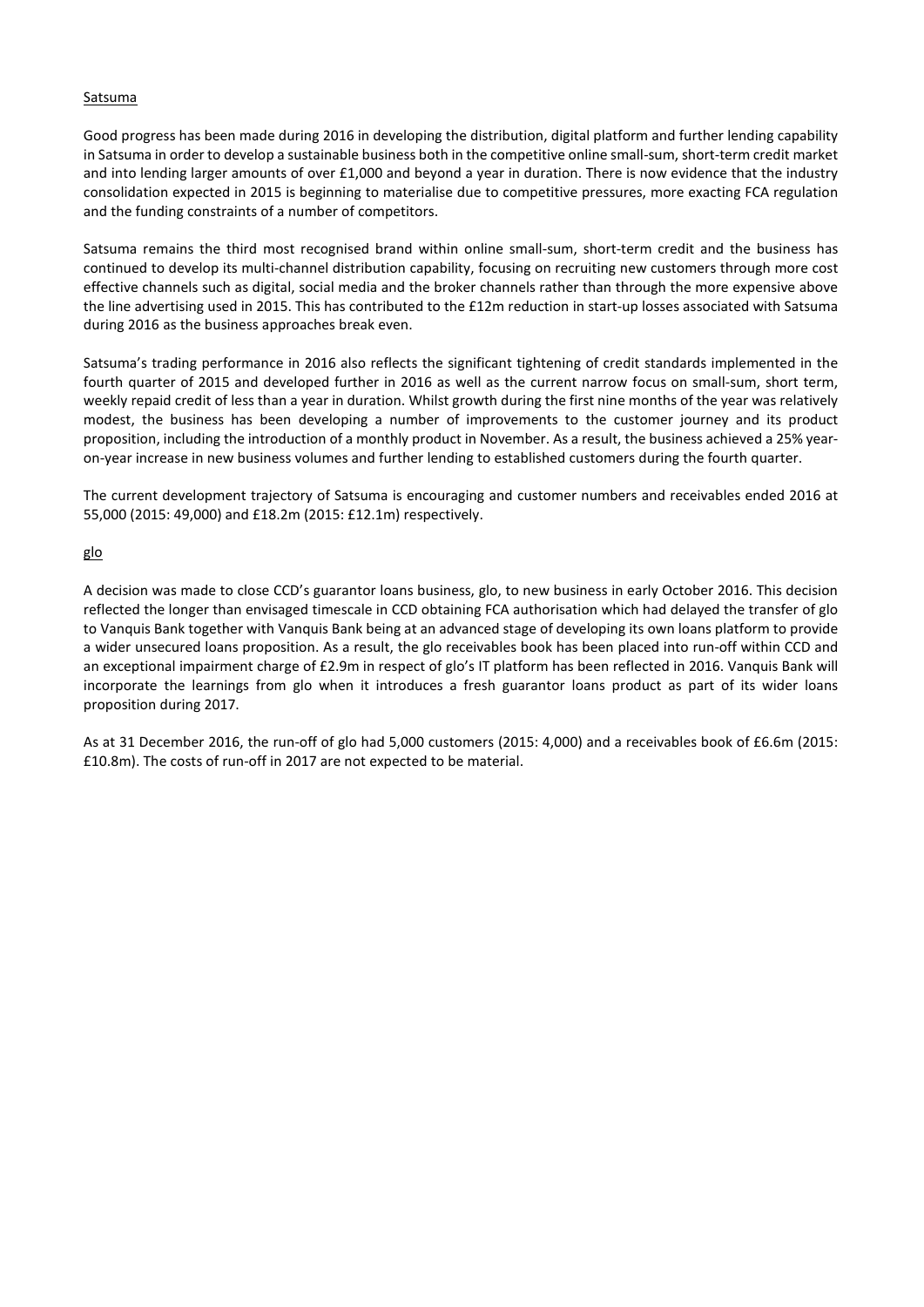Satsuma

Good progress has been made during 2016 in developing the distribution, digital platform and further lending capability in Satsuma in order to develop a sustainable business both in the competitive online small-sum, short-term credit market and into lending larger amounts of over £1,000 and beyond a year in duration. There is now evidence that the industry consolidation expected in 2015 is beginning to materialise due to competitive pressures, more exacting FCA regulation and the funding constraints of a number of competitors.

Satsuma remains the third most recognised brand within online small-sum, short-term credit and the business has continued to develop its multi-channel distribution capability, focusing on recruiting new customers through more cost effective channels such as digital, social media and the broker channels rather than through the more expensive above the line advertising used in 2015. This has contributed to the £12m reduction in start-up losses associated with Satsuma during 2016 as the business approaches break even.

Satsuma's trading performance in 2016 also reflects the significant tightening of credit standards implemented in the fourth quarter of 2015 and developed further in 2016 as well as the current narrow focus on small-sum, short term, weekly repaid credit of less than a year in duration. Whilst growth during the first nine months of the year was relatively modest, the business has been developing a number of improvements to the customer journey and its product proposition, including the introduction of a monthly product in November. As a result, the business achieved a 25% year-on-year increase in new business volumes and further lending to established customers during the fourth quarter.

The current development trajectory of Satsuma is encouraging and customer numbers and receivables ended 2016 at 55,000 (2015: 49,000) and £18.2m (2015: £12.1m) respectively.

glo

A decision was made to close CCD's guarantor loans business, glo, to new business in early October 2016. This decision reflected the longer than envisaged timescale in CCD obtaining FCA authorisation which had delayed the transfer of glo to Vanquis Bank together with Vanquis Bank being at an advanced stage of developing its own loans platform to provide a wider unsecured loans proposition. As a result, the glo receivables book has been placed into run-off within CCD and an exceptional impairment charge of £2.9m in respect of glo's IT platform has been reflected in 2016. Vanquis Bank will incorporate the learnings from glo when it introduces a fresh guarantor loans product as part of its wider loans proposition during 2017.

As at 31 December 2016, the run-off of glo had 5,000 customers (2015: 4,000) and a receivables book of £6.6m (2015: £10.8m). The costs of run-off in 2017 are not expected to be material.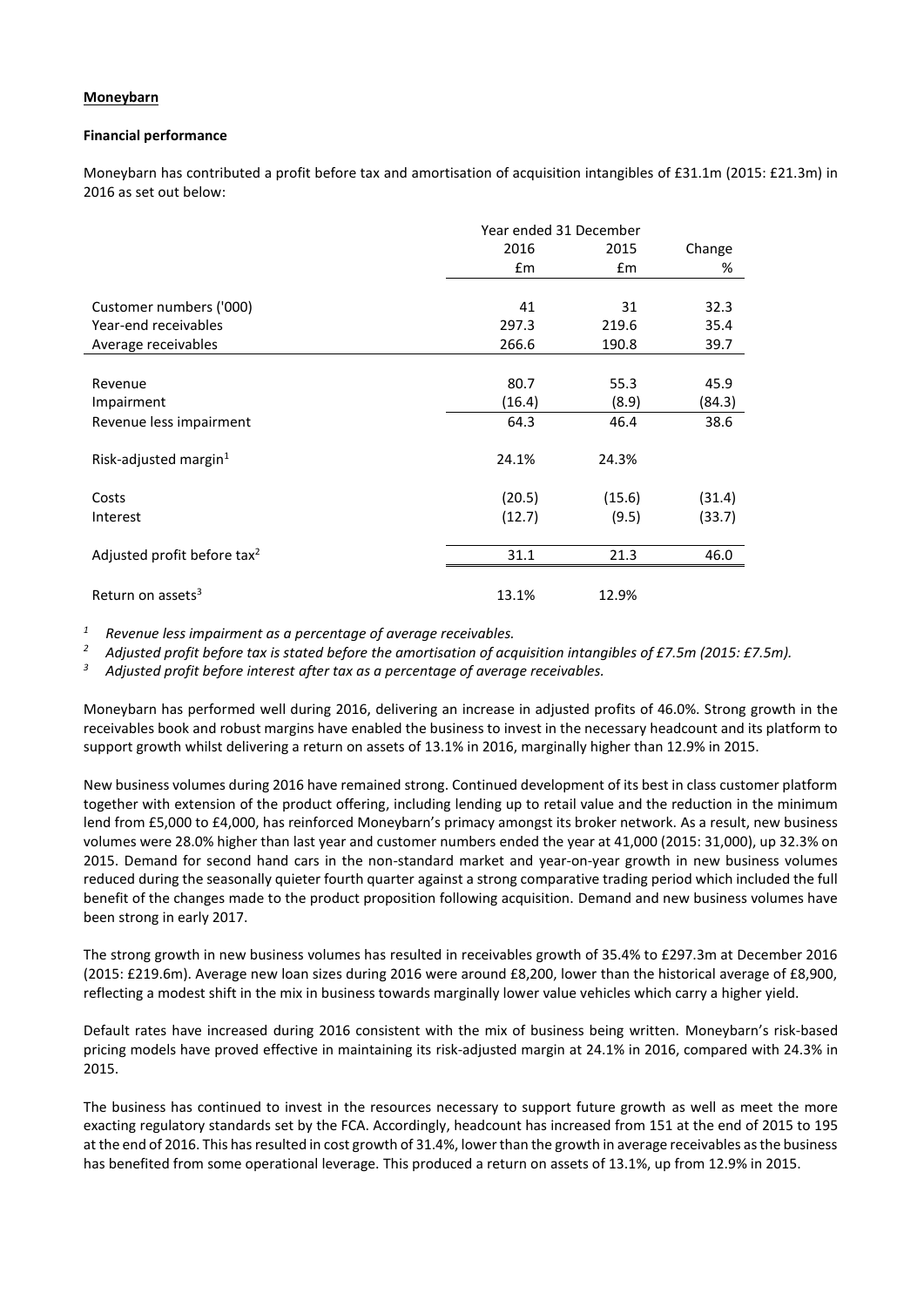**Moneybarn**

**Financial performance**

Moneybarn has contributed a profit before tax and amortisation of acquisition intangibles of £31.1m (2015: £21.3m) in 2016 as set out below:

| | Year ended 31 December | | |
|---|---|---|---|
| | 2016 | 2015 | Change |
| | £m | £m | % |
| Customer numbers ('000) | 41 | 31 | 32.3 |
| Year-end receivables | 297.3 | 219.6 | 35.4 |
| Average receivables | 266.6 | 190.8 | 39.7 |
| Revenue | 80.7 | 55.3 | 45.9 |
| Impairment | (16.4) | (8.9) | (84.3) |
| Revenue less impairment | 64.3 | 46.4 | 38.6 |
| Risk-adjusted margin[1] | 24.1% | 24.3% | |
| Costs | (20.5) | (15.6) | (31.4) |
| Interest | (12.7) | (9.5) | (33.7) |
| Adjusted profit before tax[2] | 31.1 | 21.3 | 46.0 |
| Return on assets[3] | 13.1% | 12.9% | |

[1] *Revenue less impairment as a percentage of average receivables.*

[2] *Adjusted profit before tax is stated before the amortisation of acquisition intangibles of £7.5m (2015: £7.5m).*

[3] *Adjusted profit before interest after tax as a percentage of average receivables.*

Moneybarn has performed well during 2016, delivering an increase in adjusted profits of 46.0%. Strong growth in the receivables book and robust margins have enabled the business to invest in the necessary headcount and its platform to support growth whilst delivering a return on assets of 13.1% in 2016, marginally higher than 12.9% in 2015.

New business volumes during 2016 have remained strong. Continued development of its best in class customer platform together with extension of the product offering, including lending up to retail value and the reduction in the minimum lend from £5,000 to £4,000, has reinforced Moneybarn's primacy amongst its broker network. As a result, new business volumes were 28.0% higher than last year and customer numbers ended the year at 41,000 (2015: 31,000), up 32.3% on 2015. Demand for second hand cars in the non-standard market and year-on-year growth in new business volumes reduced during the seasonally quieter fourth quarter against a strong comparative trading period which included the full benefit of the changes made to the product proposition following acquisition. Demand and new business volumes have been strong in early 2017.

The strong growth in new business volumes has resulted in receivables growth of 35.4% to £297.3m at December 2016 (2015: £219.6m). Average new loan sizes during 2016 were around £8,200, lower than the historical average of £8,900, reflecting a modest shift in the mix in business towards marginally lower value vehicles which carry a higher yield.

Default rates have increased during 2016 consistent with the mix of business being written. Moneybarn's risk-based pricing models have proved effective in maintaining its risk-adjusted margin at 24.1% in 2016, compared with 24.3% in 2015.

The business has continued to invest in the resources necessary to support future growth as well as meet the more exacting regulatory standards set by the FCA. Accordingly, headcount has increased from 151 at the end of 2015 to 195 at the end of 2016. This has resulted in cost growth of 31.4%, lower than the growth in average receivables as the business has benefited from some operational leverage. This produced a return on assets of 13.1%, up from 12.9% in 2015.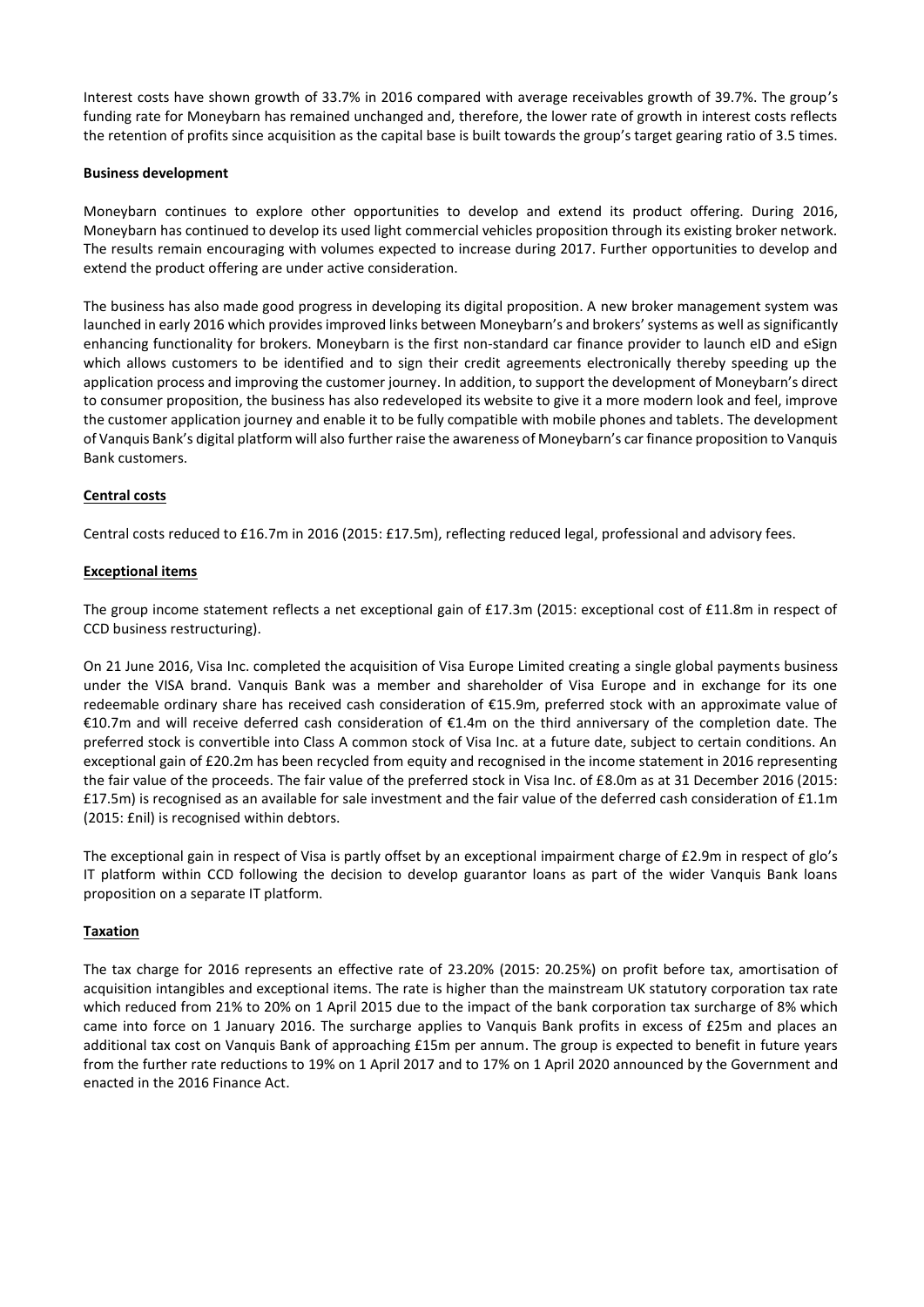Interest costs have shown growth of 33.7% in 2016 compared with average receivables growth of 39.7%. The group's funding rate for Moneybarn has remained unchanged and, therefore, the lower rate of growth in interest costs reflects the retention of profits since acquisition as the capital base is built towards the group's target gearing ratio of 3.5 times.

**Business development**

Moneybarn continues to explore other opportunities to develop and extend its product offering. During 2016, Moneybarn has continued to develop its used light commercial vehicles proposition through its existing broker network. The results remain encouraging with volumes expected to increase during 2017. Further opportunities to develop and extend the product offering are under active consideration.

The business has also made good progress in developing its digital proposition. A new broker management system was launched in early 2016 which provides improved links between Moneybarn's and brokers' systems as well as significantly enhancing functionality for brokers. Moneybarn is the first non-standard car finance provider to launch eID and eSign which allows customers to be identified and to sign their credit agreements electronically thereby speeding up the application process and improving the customer journey. In addition, to support the development of Moneybarn's direct to consumer proposition, the business has also redeveloped its website to give it a more modern look and feel, improve the customer application journey and enable it to be fully compatible with mobile phones and tablets. The development of Vanquis Bank's digital platform will also further raise the awareness of Moneybarn's car finance proposition to Vanquis Bank customers.

## Central costs

Central costs reduced to £16.7m in 2016 (2015: £17.5m), reflecting reduced legal, professional and advisory fees.

## Exceptional items

The group income statement reflects a net exceptional gain of £17.3m (2015: exceptional cost of £11.8m in respect of CCD business restructuring).

On 21 June 2016, Visa Inc. completed the acquisition of Visa Europe Limited creating a single global payments business under the VISA brand. Vanquis Bank was a member and shareholder of Visa Europe and in exchange for its one redeemable ordinary share has received cash consideration of €15.9m, preferred stock with an approximate value of €10.7m and will receive deferred cash consideration of €1.4m on the third anniversary of the completion date. The preferred stock is convertible into Class A common stock of Visa Inc. at a future date, subject to certain conditions. An exceptional gain of £20.2m has been recycled from equity and recognised in the income statement in 2016 representing the fair value of the proceeds. The fair value of the preferred stock in Visa Inc. of £8.0m as at 31 December 2016 (2015: £17.5m) is recognised as an available for sale investment and the fair value of the deferred cash consideration of £1.1m (2015: £nil) is recognised within debtors.

The exceptional gain in respect of Visa is partly offset by an exceptional impairment charge of £2.9m in respect of glo's IT platform within CCD following the decision to develop guarantor loans as part of the wider Vanquis Bank loans proposition on a separate IT platform.

## Taxation

The tax charge for 2016 represents an effective rate of 23.20% (2015: 20.25%) on profit before tax, amortisation of acquisition intangibles and exceptional items. The rate is higher than the mainstream UK statutory corporation tax rate which reduced from 21% to 20% on 1 April 2015 due to the impact of the bank corporation tax surcharge of 8% which came into force on 1 January 2016. The surcharge applies to Vanquis Bank profits in excess of £25m and places an additional tax cost on Vanquis Bank of approaching £15m per annum. The group is expected to benefit in future years from the further rate reductions to 19% on 1 April 2017 and to 17% on 1 April 2020 announced by the Government and enacted in the 2016 Finance Act.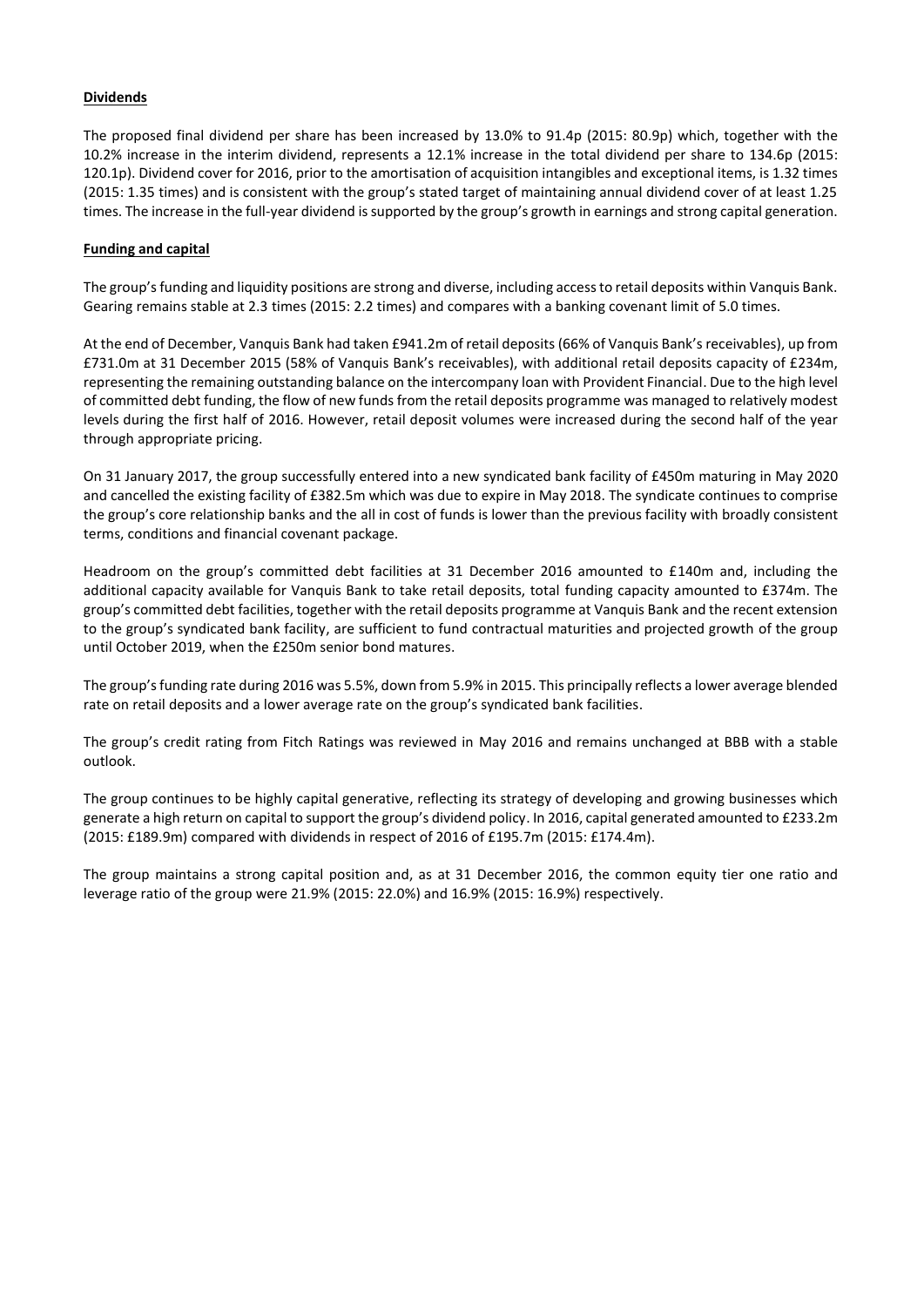**Dividends**

The proposed final dividend per share has been increased by 13.0% to 91.4p (2015: 80.9p) which, together with the 10.2% increase in the interim dividend, represents a 12.1% increase in the total dividend per share to 134.6p (2015: 120.1p). Dividend cover for 2016, prior to the amortisation of acquisition intangibles and exceptional items, is 1.32 times (2015: 1.35 times) and is consistent with the group's stated target of maintaining annual dividend cover of at least 1.25 times. The increase in the full-year dividend is supported by the group's growth in earnings and strong capital generation.

**Funding and capital**

The group's funding and liquidity positions are strong and diverse, including access to retail deposits within Vanquis Bank. Gearing remains stable at 2.3 times (2015: 2.2 times) and compares with a banking covenant limit of 5.0 times.

At the end of December, Vanquis Bank had taken £941.2m of retail deposits (66% of Vanquis Bank's receivables), up from £731.0m at 31 December 2015 (58% of Vanquis Bank's receivables), with additional retail deposits capacity of £234m, representing the remaining outstanding balance on the intercompany loan with Provident Financial. Due to the high level of committed debt funding, the flow of new funds from the retail deposits programme was managed to relatively modest levels during the first half of 2016. However, retail deposit volumes were increased during the second half of the year through appropriate pricing.

On 31 January 2017, the group successfully entered into a new syndicated bank facility of £450m maturing in May 2020 and cancelled the existing facility of £382.5m which was due to expire in May 2018. The syndicate continues to comprise the group's core relationship banks and the all in cost of funds is lower than the previous facility with broadly consistent terms, conditions and financial covenant package.

Headroom on the group's committed debt facilities at 31 December 2016 amounted to £140m and, including the additional capacity available for Vanquis Bank to take retail deposits, total funding capacity amounted to £374m. The group's committed debt facilities, together with the retail deposits programme at Vanquis Bank and the recent extension to the group's syndicated bank facility, are sufficient to fund contractual maturities and projected growth of the group until October 2019, when the £250m senior bond matures.

The group's funding rate during 2016 was 5.5%, down from 5.9% in 2015. This principally reflects a lower average blended rate on retail deposits and a lower average rate on the group's syndicated bank facilities.

The group's credit rating from Fitch Ratings was reviewed in May 2016 and remains unchanged at BBB with a stable outlook.

The group continues to be highly capital generative, reflecting its strategy of developing and growing businesses which generate a high return on capital to support the group's dividend policy. In 2016, capital generated amounted to £233.2m (2015: £189.9m) compared with dividends in respect of 2016 of £195.7m (2015: £174.4m).

The group maintains a strong capital position and, as at 31 December 2016, the common equity tier one ratio and leverage ratio of the group were 21.9% (2015: 22.0%) and 16.9% (2015: 16.9%) respectively.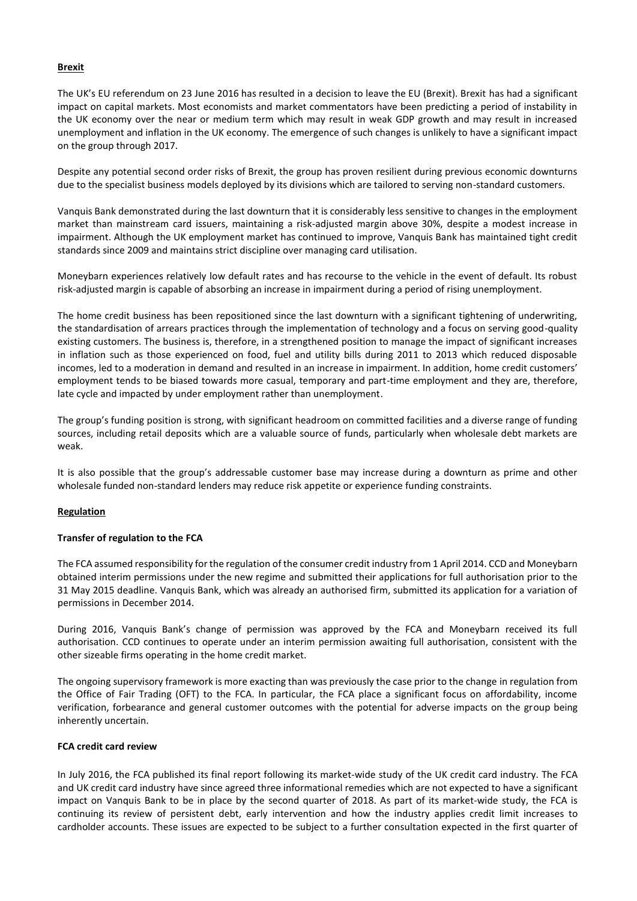**Brexit**

The UK's EU referendum on 23 June 2016 has resulted in a decision to leave the EU (Brexit). Brexit has had a significant impact on capital markets. Most economists and market commentators have been predicting a period of instability in the UK economy over the near or medium term which may result in weak GDP growth and may result in increased unemployment and inflation in the UK economy. The emergence of such changes is unlikely to have a significant impact on the group through 2017.

Despite any potential second order risks of Brexit, the group has proven resilient during previous economic downturns due to the specialist business models deployed by its divisions which are tailored to serving non-standard customers.

Vanquis Bank demonstrated during the last downturn that it is considerably less sensitive to changes in the employment market than mainstream card issuers, maintaining a risk-adjusted margin above 30%, despite a modest increase in impairment. Although the UK employment market has continued to improve, Vanquis Bank has maintained tight credit standards since 2009 and maintains strict discipline over managing card utilisation.

Moneybarn experiences relatively low default rates and has recourse to the vehicle in the event of default. Its robust risk-adjusted margin is capable of absorbing an increase in impairment during a period of rising unemployment.

The home credit business has been repositioned since the last downturn with a significant tightening of underwriting, the standardisation of arrears practices through the implementation of technology and a focus on serving good-quality existing customers. The business is, therefore, in a strengthened position to manage the impact of significant increases in inflation such as those experienced on food, fuel and utility bills during 2011 to 2013 which reduced disposable incomes, led to a moderation in demand and resulted in an increase in impairment. In addition, home credit customers' employment tends to be biased towards more casual, temporary and part-time employment and they are, therefore, late cycle and impacted by under employment rather than unemployment.

The group's funding position is strong, with significant headroom on committed facilities and a diverse range of funding sources, including retail deposits which are a valuable source of funds, particularly when wholesale debt markets are weak.

It is also possible that the group's addressable customer base may increase during a downturn as prime and other wholesale funded non-standard lenders may reduce risk appetite or experience funding constraints.

**Regulation**

**Transfer of regulation to the FCA**

The FCA assumed responsibility for the regulation of the consumer credit industry from 1 April 2014. CCD and Moneybarn obtained interim permissions under the new regime and submitted their applications for full authorisation prior to the 31 May 2015 deadline. Vanquis Bank, which was already an authorised firm, submitted its application for a variation of permissions in December 2014.

During 2016, Vanquis Bank's change of permission was approved by the FCA and Moneybarn received its full authorisation. CCD continues to operate under an interim permission awaiting full authorisation, consistent with the other sizeable firms operating in the home credit market.

The ongoing supervisory framework is more exacting than was previously the case prior to the change in regulation from the Office of Fair Trading (OFT) to the FCA. In particular, the FCA place a significant focus on affordability, income verification, forbearance and general customer outcomes with the potential for adverse impacts on the group being inherently uncertain.

**FCA credit card review**

In July 2016, the FCA published its final report following its market-wide study of the UK credit card industry. The FCA and UK credit card industry have since agreed three informational remedies which are not expected to have a significant impact on Vanquis Bank to be in place by the second quarter of 2018. As part of its market-wide study, the FCA is continuing its review of persistent debt, early intervention and how the industry applies credit limit increases to cardholder accounts. These issues are expected to be subject to a further consultation expected in the first quarter of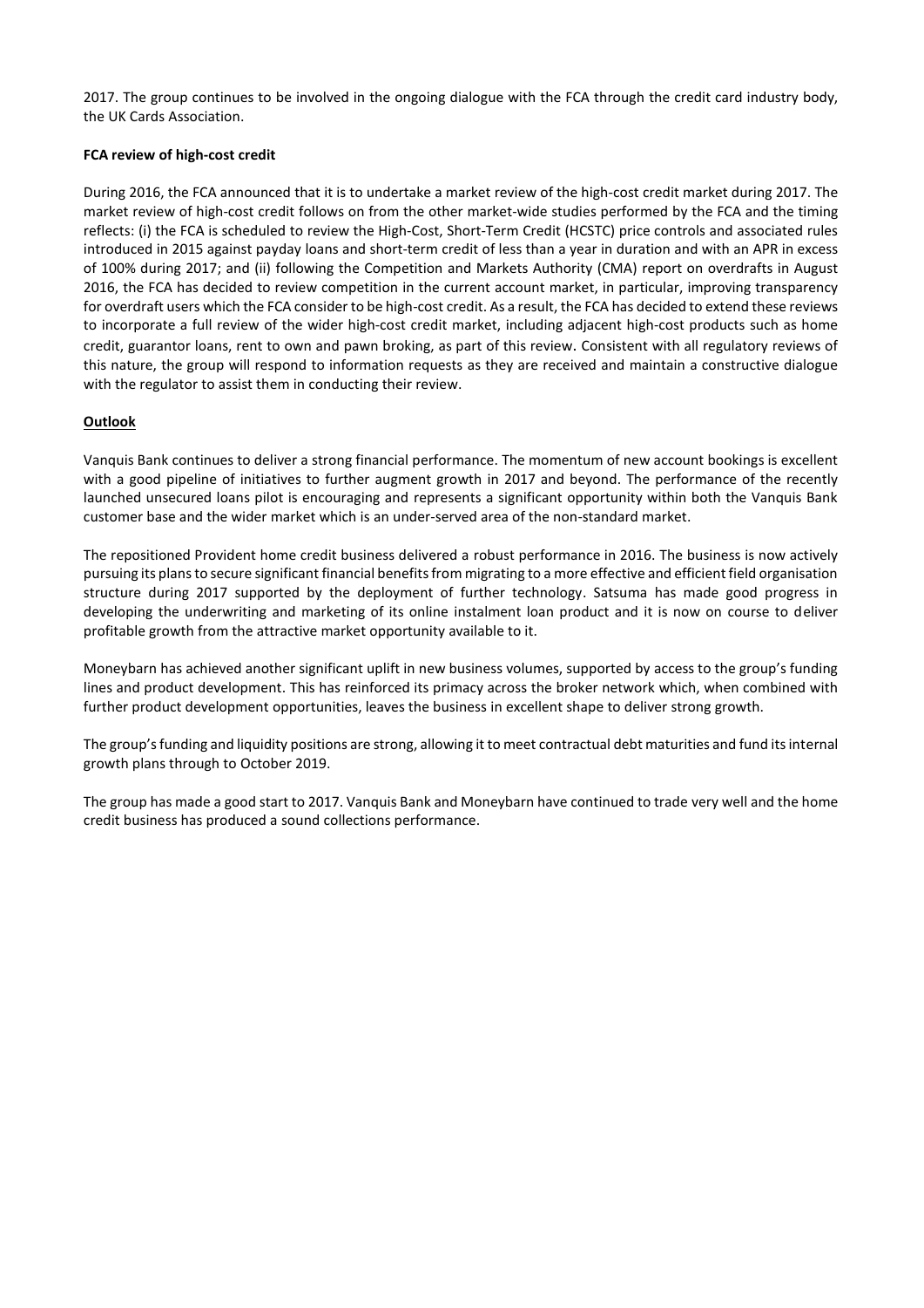2017. The group continues to be involved in the ongoing dialogue with the FCA through the credit card industry body, the UK Cards Association.

**FCA review of high-cost credit**

During 2016, the FCA announced that it is to undertake a market review of the high-cost credit market during 2017. The market review of high-cost credit follows on from the other market-wide studies performed by the FCA and the timing reflects: (i) the FCA is scheduled to review the High-Cost, Short-Term Credit (HCSTC) price controls and associated rules introduced in 2015 against payday loans and short-term credit of less than a year in duration and with an APR in excess of 100% during 2017; and (ii) following the Competition and Markets Authority (CMA) report on overdrafts in August 2016, the FCA has decided to review competition in the current account market, in particular, improving transparency for overdraft users which the FCA consider to be high-cost credit. As a result, the FCA has decided to extend these reviews to incorporate a full review of the wider high-cost credit market, including adjacent high-cost products such as home credit, guarantor loans, rent to own and pawn broking, as part of this review. Consistent with all regulatory reviews of this nature, the group will respond to information requests as they are received and maintain a constructive dialogue with the regulator to assist them in conducting their review.

**Outlook**

Vanquis Bank continues to deliver a strong financial performance. The momentum of new account bookings is excellent with a good pipeline of initiatives to further augment growth in 2017 and beyond. The performance of the recently launched unsecured loans pilot is encouraging and represents a significant opportunity within both the Vanquis Bank customer base and the wider market which is an under-served area of the non-standard market.

The repositioned Provident home credit business delivered a robust performance in 2016. The business is now actively pursuing its plans to secure significant financial benefits from migrating to a more effective and efficient field organisation structure during 2017 supported by the deployment of further technology. Satsuma has made good progress in developing the underwriting and marketing of its online instalment loan product and it is now on course to deliver profitable growth from the attractive market opportunity available to it.

Moneybarn has achieved another significant uplift in new business volumes, supported by access to the group's funding lines and product development. This has reinforced its primacy across the broker network which, when combined with further product development opportunities, leaves the business in excellent shape to deliver strong growth.

The group's funding and liquidity positions are strong, allowing it to meet contractual debt maturities and fund its internal growth plans through to October 2019.

The group has made a good start to 2017. Vanquis Bank and Moneybarn have continued to trade very well and the home credit business has produced a sound collections performance.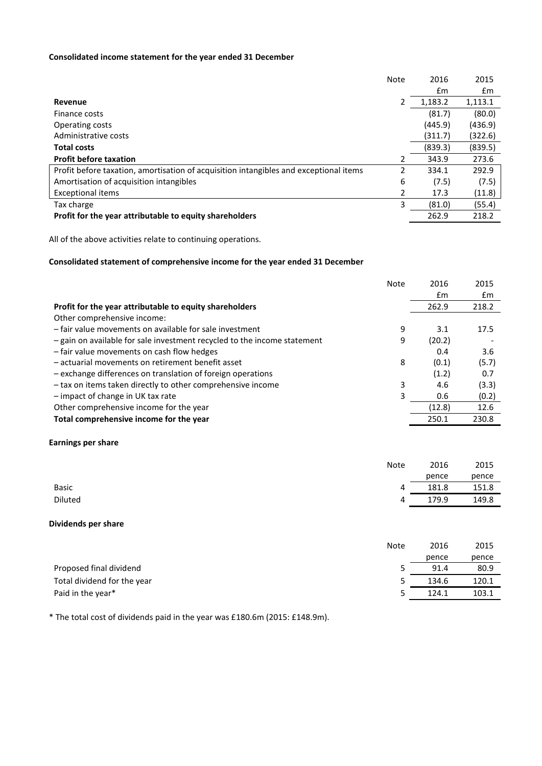**Consolidated income statement for the year ended 31 December**

| | Note | 2016 £m | 2015 £m |
|---|---|---|---|
| **Revenue** | 2 | 1,183.2 | 1,113.1 |
| Finance costs | | (81.7) | (80.0) |
| Operating costs | | (445.9) | (436.9) |
| Administrative costs | | (311.7) | (322.6) |
| **Total costs** | | (839.3) | (839.5) |
| **Profit before taxation** | 2 | 343.9 | 273.6 |
| Profit before taxation, amortisation of acquisition intangibles and exceptional items | 2 | 334.1 | 292.9 |
| Amortisation of acquisition intangibles | 6 | (7.5) | (7.5) |
| Exceptional items | 2 | 17.3 | (11.8) |
| Tax charge | 3 | (81.0) | (55.4) |
| **Profit for the year attributable to equity shareholders** | | 262.9 | 218.2 |

All of the above activities relate to continuing operations.

**Consolidated statement of comprehensive income for the year ended 31 December**

| | Note | 2016 £m | 2015 £m |
|---|---|---|---|
| **Profit for the year attributable to equity shareholders** | | 262.9 | 218.2 |
| Other comprehensive income: | | | |
| – fair value movements on available for sale investment | 9 | 3.1 | 17.5 |
| – gain on available for sale investment recycled to the income statement | 9 | (20.2) | - |
| – fair value movements on cash flow hedges | | 0.4 | 3.6 |
| – actuarial movements on retirement benefit asset | 8 | (0.1) | (5.7) |
| – exchange differences on translation of foreign operations | | (1.2) | 0.7 |
| – tax on items taken directly to other comprehensive income | 3 | 4.6 | (3.3) |
| – impact of change in UK tax rate | 3 | 0.6 | (0.2) |
| Other comprehensive income for the year | | (12.8) | 12.6 |
| **Total comprehensive income for the year** | | 250.1 | 230.8 |

**Earnings per share**

| | Note | 2016 pence | 2015 pence |
|---|---|---|---|
| Basic | 4 | 181.8 | 151.8 |
| Diluted | 4 | 179.9 | 149.8 |

**Dividends per share**

| | Note | 2016 pence | 2015 pence |
|---|---|---|---|
| Proposed final dividend | 5 | 91.4 | 80.9 |
| Total dividend for the year | 5 | 134.6 | 120.1 |
| Paid in the year* | 5 | 124.1 | 103.1 |

* The total cost of dividends paid in the year was £180.6m (2015: £148.9m).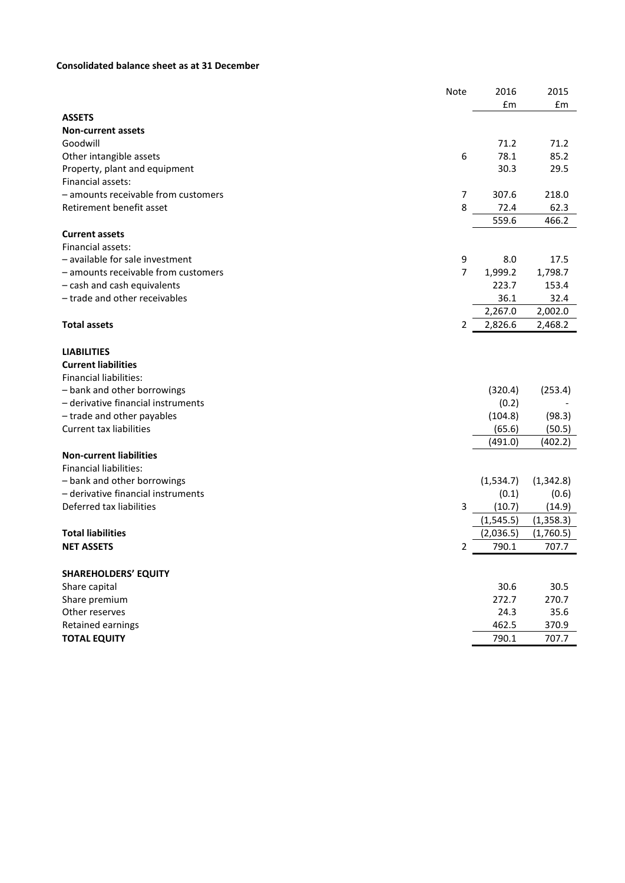**Consolidated balance sheet as at 31 December**

| | Note | 2016 £m | 2015 £m |
|---|---|---|---|
| **ASSETS** | | | |
| **Non-current assets** | | | |
| Goodwill | | 71.2 | 71.2 |
| Other intangible assets | 6 | 78.1 | 85.2 |
| Property, plant and equipment | | 30.3 | 29.5 |
| Financial assets: | | | |
| – amounts receivable from customers | 7 | 307.6 | 218.0 |
| Retirement benefit asset | 8 | 72.4 | 62.3 |
| | | 559.6 | 466.2 |
| **Current assets** | | | |
| Financial assets: | | | |
| – available for sale investment | 9 | 8.0 | 17.5 |
| – amounts receivable from customers | 7 | 1,999.2 | 1,798.7 |
| – cash and cash equivalents | | 223.7 | 153.4 |
| – trade and other receivables | | 36.1 | 32.4 |
| | | 2,267.0 | 2,002.0 |
| **Total assets** | 2 | 2,826.6 | 2,468.2 |
| | | | |
| **LIABILITIES** | | | |
| **Current liabilities** | | | |
| Financial liabilities: | | | |
| – bank and other borrowings | | (320.4) | (253.4) |
| – derivative financial instruments | | (0.2) | - |
| – trade and other payables | | (104.8) | (98.3) |
| Current tax liabilities | | (65.6) | (50.5) |
| | | (491.0) | (402.2) |
| **Non-current liabilities** | | | |
| Financial liabilities: | | | |
| – bank and other borrowings | | (1,534.7) | (1,342.8) |
| – derivative financial instruments | | (0.1) | (0.6) |
| Deferred tax liabilities | 3 | (10.7) | (14.9) |
| | | (1,545.5) | (1,358.3) |
| **Total liabilities** | | (2,036.5) | (1,760.5) |
| **NET ASSETS** | 2 | 790.1 | 707.7 |
| | | | |
| **SHAREHOLDERS' EQUITY** | | | |
| Share capital | | 30.6 | 30.5 |
| Share premium | | 272.7 | 270.7 |
| Other reserves | | 24.3 | 35.6 |
| Retained earnings | | 462.5 | 370.9 |
| **TOTAL EQUITY** | | 790.1 | 707.7 |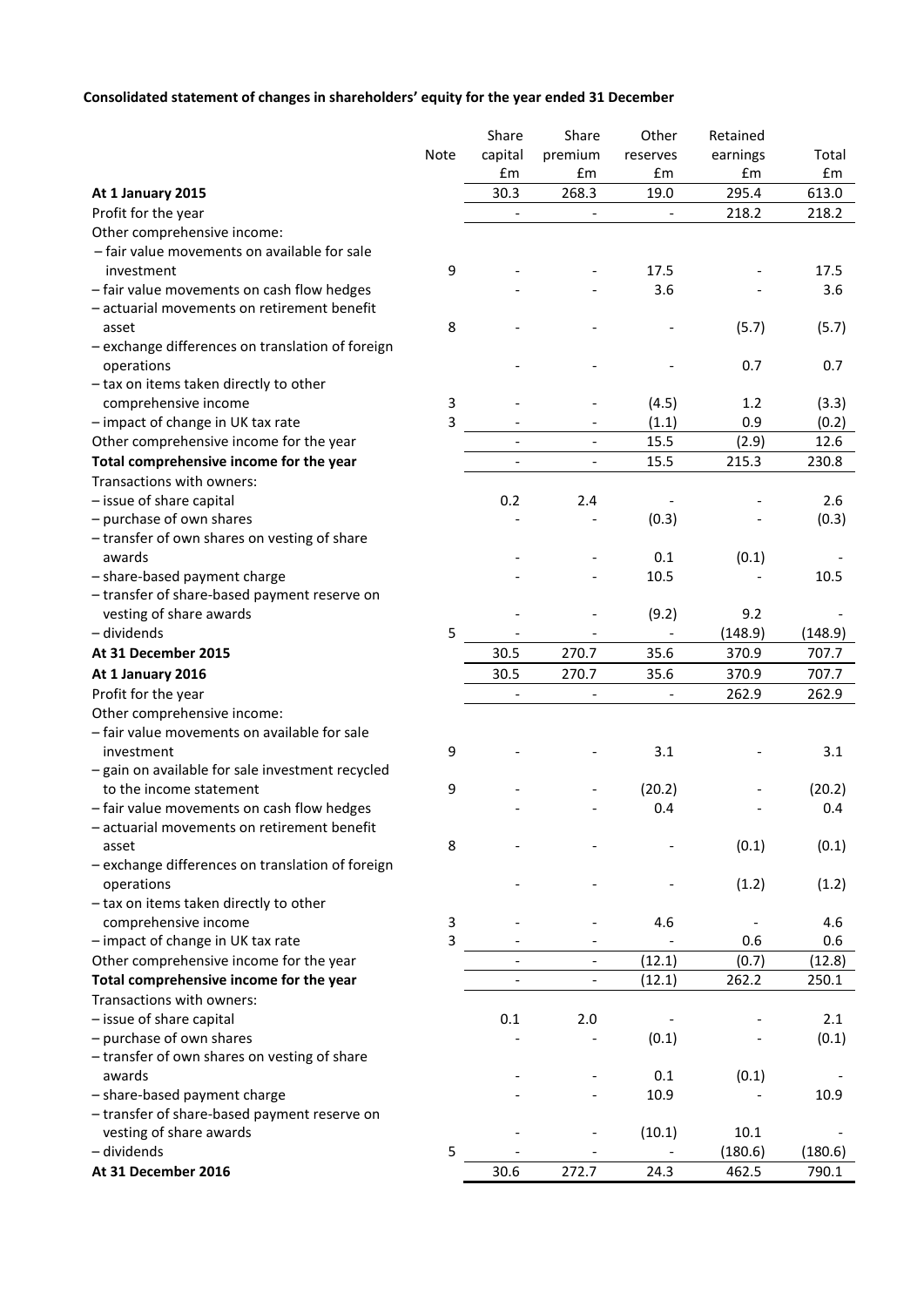**Consolidated statement of changes in shareholders' equity for the year ended 31 December**

| | Note | Share capital £m | Share premium £m | Other reserves £m | Retained earnings £m | Total £m |
|---|---|---|---|---|---|---|
| **At 1 January 2015** | | 30.3 | 268.3 | 19.0 | 295.4 | 613.0 |
| Profit for the year | | - | - | - | 218.2 | 218.2 |
| Other comprehensive income: | | | | | | |
| – fair value movements on available for sale investment | 9 | - | - | 17.5 | - | 17.5 |
| – fair value movements on cash flow hedges | | - | - | 3.6 | - | 3.6 |
| – actuarial movements on retirement benefit asset | 8 | - | - | - | (5.7) | (5.7) |
| – exchange differences on translation of foreign operations | | - | - | - | 0.7 | 0.7 |
| – tax on items taken directly to other comprehensive income | 3 | - | - | (4.5) | 1.2 | (3.3) |
| – impact of change in UK tax rate | 3 | - | - | (1.1) | 0.9 | (0.2) |
| Other comprehensive income for the year | | - | - | 15.5 | (2.9) | 12.6 |
| **Total comprehensive income for the year** | | - | - | 15.5 | 215.3 | 230.8 |
| Transactions with owners: | | | | | | |
| – issue of share capital | | 0.2 | 2.4 | - | - | 2.6 |
| – purchase of own shares | | - | - | (0.3) | - | (0.3) |
| – transfer of own shares on vesting of share awards | | - | - | 0.1 | (0.1) | - |
| – share-based payment charge | | - | - | 10.5 | - | 10.5 |
| – transfer of share-based payment reserve on vesting of share awards | | - | - | (9.2) | 9.2 | - |
| – dividends | 5 | - | - | - | (148.9) | (148.9) |
| **At 31 December 2015** | | 30.5 | 270.7 | 35.6 | 370.9 | 707.7 |
| **At 1 January 2016** | | 30.5 | 270.7 | 35.6 | 370.9 | 707.7 |
| Profit for the year | | - | - | - | 262.9 | 262.9 |
| Other comprehensive income: | | | | | | |
| – fair value movements on available for sale investment | 9 | - | - | 3.1 | - | 3.1 |
| – gain on available for sale investment recycled to the income statement | 9 | - | - | (20.2) | - | (20.2) |
| – fair value movements on cash flow hedges | | - | - | 0.4 | - | 0.4 |
| – actuarial movements on retirement benefit asset | 8 | - | - | - | (0.1) | (0.1) |
| – exchange differences on translation of foreign operations | | - | - | - | (1.2) | (1.2) |
| – tax on items taken directly to other comprehensive income | 3 | - | - | 4.6 | - | 4.6 |
| – impact of change in UK tax rate | 3 | - | - | - | 0.6 | 0.6 |
| Other comprehensive income for the year | | - | - | (12.1) | (0.7) | (12.8) |
| **Total comprehensive income for the year** | | - | - | (12.1) | 262.2 | 250.1 |
| Transactions with owners: | | | | | | |
| – issue of share capital | | 0.1 | 2.0 | - | - | 2.1 |
| – purchase of own shares | | - | - | (0.1) | - | (0.1) |
| – transfer of own shares on vesting of share awards | | - | - | 0.1 | (0.1) | - |
| – share-based payment charge | | - | - | 10.9 | - | 10.9 |
| – transfer of share-based payment reserve on vesting of share awards | | - | - | (10.1) | 10.1 | - |
| – dividends | 5 | - | - | - | (180.6) | (180.6) |
| **At 31 December 2016** | | 30.6 | 272.7 | 24.3 | 462.5 | 790.1 |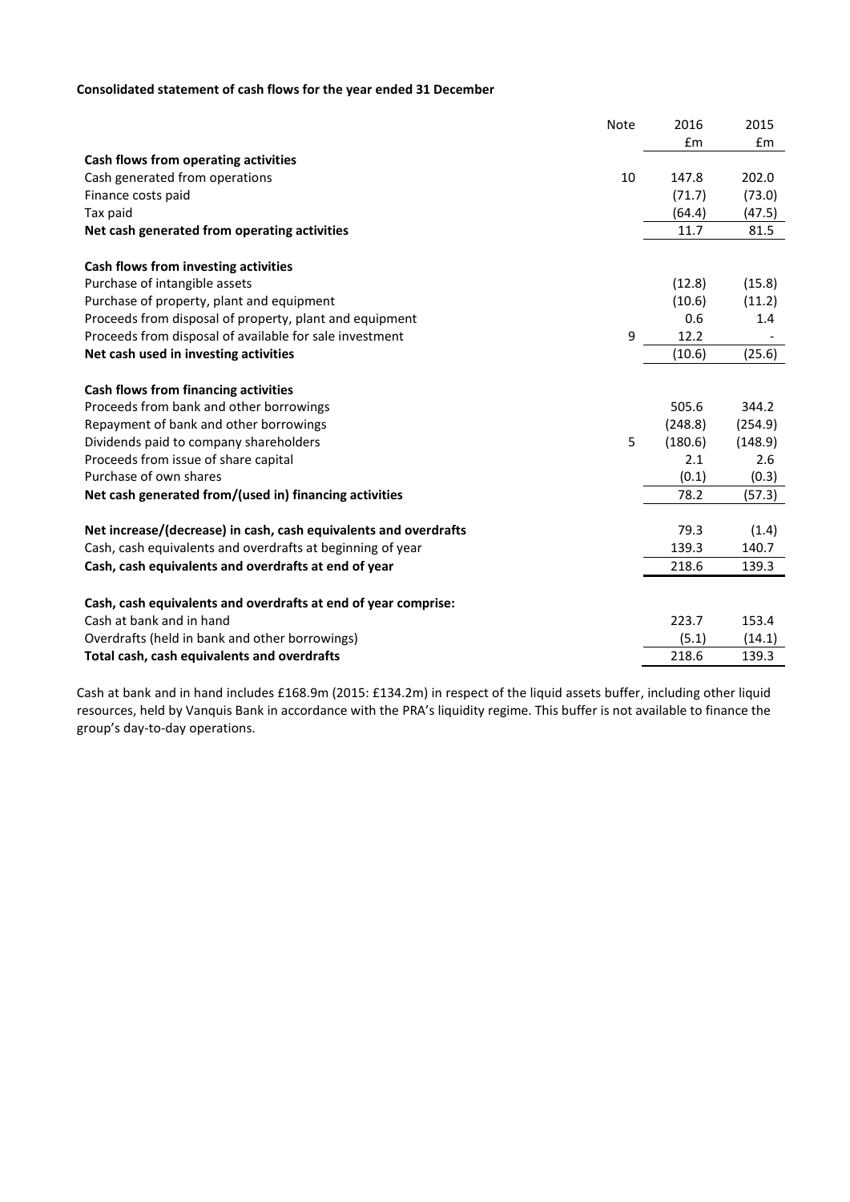**Consolidated statement of cash flows for the year ended 31 December**

| | Note | 2016 £m | 2015 £m |
|---|---|---|---|
| **Cash flows from operating activities** | | | |
| Cash generated from operations | 10 | 147.8 | 202.0 |
| Finance costs paid | | (71.7) | (73.0) |
| Tax paid | | (64.4) | (47.5) |
| **Net cash generated from operating activities** | | 11.7 | 81.5 |
| | | | |
| **Cash flows from investing activities** | | | |
| Purchase of intangible assets | | (12.8) | (15.8) |
| Purchase of property, plant and equipment | | (10.6) | (11.2) |
| Proceeds from disposal of property, plant and equipment | | 0.6 | 1.4 |
| Proceeds from disposal of available for sale investment | 9 | 12.2 | - |
| **Net cash used in investing activities** | | (10.6) | (25.6) |
| | | | |
| **Cash flows from financing activities** | | | |
| Proceeds from bank and other borrowings | | 505.6 | 344.2 |
| Repayment of bank and other borrowings | | (248.8) | (254.9) |
| Dividends paid to company shareholders | 5 | (180.6) | (148.9) |
| Proceeds from issue of share capital | | 2.1 | 2.6 |
| Purchase of own shares | | (0.1) | (0.3) |
| **Net cash generated from/(used in) financing activities** | | 78.2 | (57.3) |
| | | | |
| **Net increase/(decrease) in cash, cash equivalents and overdrafts** | | 79.3 | (1.4) |
| Cash, cash equivalents and overdrafts at beginning of year | | 139.3 | 140.7 |
| **Cash, cash equivalents and overdrafts at end of year** | | 218.6 | 139.3 |
| | | | |
| **Cash, cash equivalents and overdrafts at end of year comprise:** | | | |
| Cash at bank and in hand | | 223.7 | 153.4 |
| Overdrafts (held in bank and other borrowings) | | (5.1) | (14.1) |
| **Total cash, cash equivalents and overdrafts** | | 218.6 | 139.3 |

Cash at bank and in hand includes £168.9m (2015: £134.2m) in respect of the liquid assets buffer, including other liquid resources, held by Vanquis Bank in accordance with the PRA's liquidity regime. This buffer is not available to finance the group's day-to-day operations.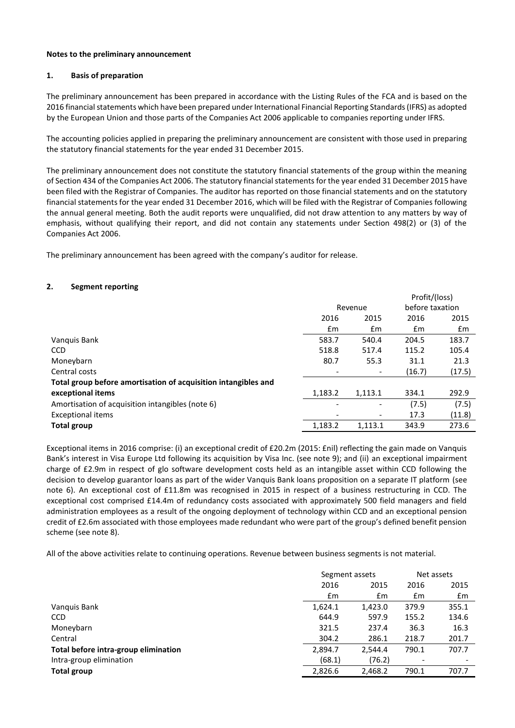**Notes to the preliminary announcement**

## 1. Basis of preparation

The preliminary announcement has been prepared in accordance with the Listing Rules of the FCA and is based on the 2016 financial statements which have been prepared under International Financial Reporting Standards (IFRS) as adopted by the European Union and those parts of the Companies Act 2006 applicable to companies reporting under IFRS.

The accounting policies applied in preparing the preliminary announcement are consistent with those used in preparing the statutory financial statements for the year ended 31 December 2015.

The preliminary announcement does not constitute the statutory financial statements of the group within the meaning of Section 434 of the Companies Act 2006. The statutory financial statements for the year ended 31 December 2015 have been filed with the Registrar of Companies. The auditor has reported on those financial statements and on the statutory financial statements for the year ended 31 December 2016, which will be filed with the Registrar of Companies following the annual general meeting. Both the audit reports were unqualified, did not draw attention to any matters by way of emphasis, without qualifying their report, and did not contain any statements under Section 498(2) or (3) of the Companies Act 2006.

The preliminary announcement has been agreed with the company's auditor for release.

## 2. Segment reporting

| | Revenue | | Profit/(loss) before taxation | |
|---|---|---|---|---|
| | 2016 | 2015 | 2016 | 2015 |
| | £m | £m | £m | £m |
| Vanquis Bank | 583.7 | 540.4 | 204.5 | 183.7 |
| CCD | 518.8 | 517.4 | 115.2 | 105.4 |
| Moneybarn | 80.7 | 55.3 | 31.1 | 21.3 |
| Central costs | - | - | (16.7) | (17.5) |
| **Total group before amortisation of acquisition intangibles and exceptional items** | 1,183.2 | 1,113.1 | 334.1 | 292.9 |
| Amortisation of acquisition intangibles (note 6) | - | - | (7.5) | (7.5) |
| Exceptional items | - | - | 17.3 | (11.8) |
| **Total group** | 1,183.2 | 1,113.1 | 343.9 | 273.6 |

Exceptional items in 2016 comprise: (i) an exceptional credit of £20.2m (2015: £nil) reflecting the gain made on Vanquis Bank's interest in Visa Europe Ltd following its acquisition by Visa Inc. (see note 9); and (ii) an exceptional impairment charge of £2.9m in respect of glo software development costs held as an intangible asset within CCD following the decision to develop guarantor loans as part of the wider Vanquis Bank loans proposition on a separate IT platform (see note 6). An exceptional cost of £11.8m was recognised in 2015 in respect of a business restructuring in CCD. The exceptional cost comprised £14.4m of redundancy costs associated with approximately 500 field managers and field administration employees as a result of the ongoing deployment of technology within CCD and an exceptional pension credit of £2.6m associated with those employees made redundant who were part of the group's defined benefit pension scheme (see note 8).

All of the above activities relate to continuing operations. Revenue between business segments is not material.

| | Segment assets | | Net assets | |
|---|---|---|---|---|
| | 2016 | 2015 | 2016 | 2015 |
| | £m | £m | £m | £m |
| Vanquis Bank | 1,624.1 | 1,423.0 | 379.9 | 355.1 |
| CCD | 644.9 | 597.9 | 155.2 | 134.6 |
| Moneybarn | 321.5 | 237.4 | 36.3 | 16.3 |
| Central | 304.2 | 286.1 | 218.7 | 201.7 |
| **Total before intra-group elimination** | 2,894.7 | 2,544.4 | 790.1 | 707.7 |
| Intra-group elimination | (68.1) | (76.2) | - | - |
| **Total group** | 2,826.6 | 2,468.2 | 790.1 | 707.7 |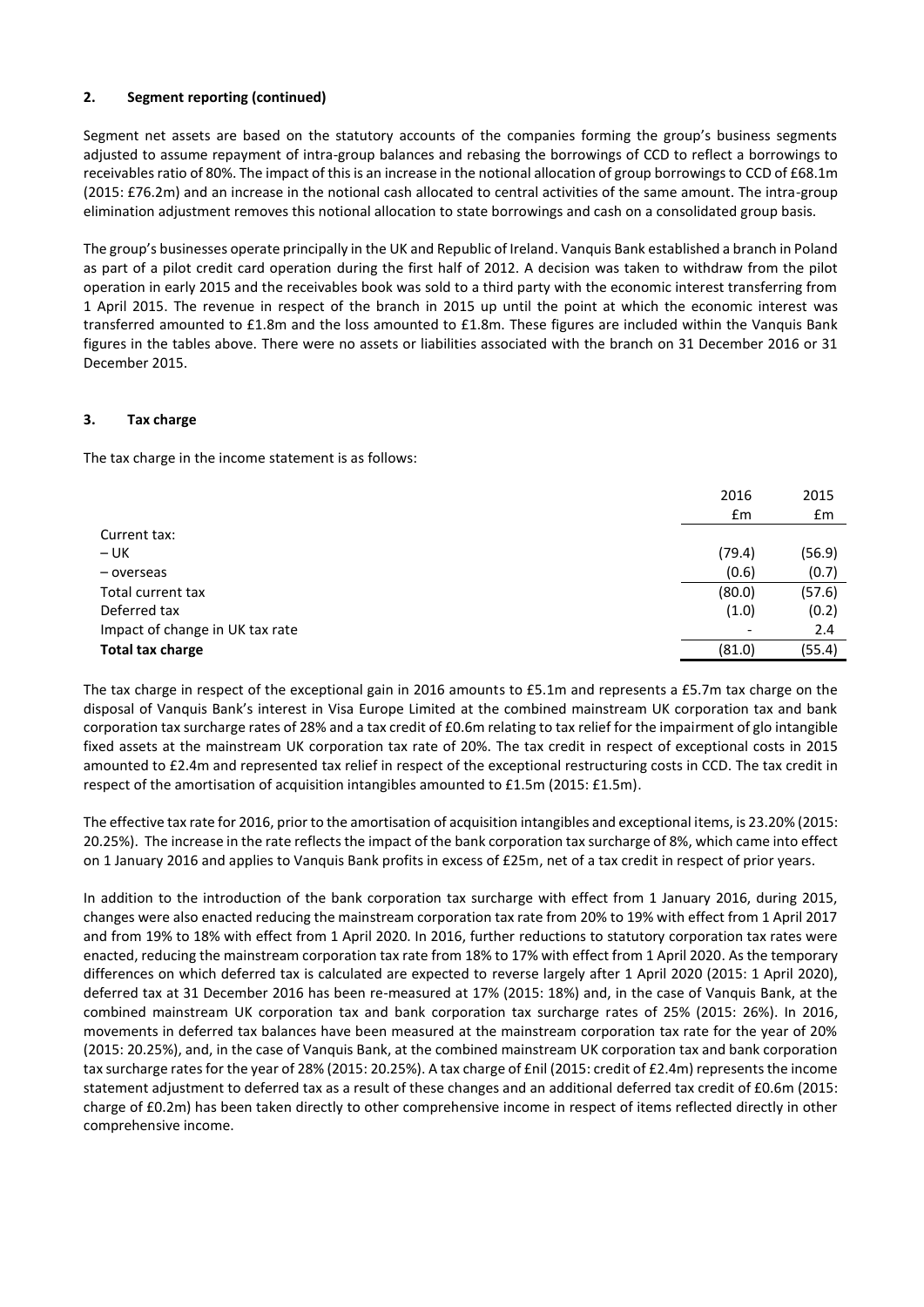## 2. Segment reporting (continued)

Segment net assets are based on the statutory accounts of the companies forming the group's business segments adjusted to assume repayment of intra-group balances and rebasing the borrowings of CCD to reflect a borrowings to receivables ratio of 80%. The impact of this is an increase in the notional allocation of group borrowings to CCD of £68.1m (2015: £76.2m) and an increase in the notional cash allocated to central activities of the same amount. The intra-group elimination adjustment removes this notional allocation to state borrowings and cash on a consolidated group basis.

The group's businesses operate principally in the UK and Republic of Ireland. Vanquis Bank established a branch in Poland as part of a pilot credit card operation during the first half of 2012. A decision was taken to withdraw from the pilot operation in early 2015 and the receivables book was sold to a third party with the economic interest transferring from 1 April 2015. The revenue in respect of the branch in 2015 up until the point at which the economic interest was transferred amounted to £1.8m and the loss amounted to £1.8m. These figures are included within the Vanquis Bank figures in the tables above. There were no assets or liabilities associated with the branch on 31 December 2016 or 31 December 2015.

## 3. Tax charge

The tax charge in the income statement is as follows:

| | 2016 | 2015 |
|---|---|---|
| | £m | £m |
| Current tax: | | |
| – UK | (79.4) | (56.9) |
| – overseas | (0.6) | (0.7) |
| Total current tax | (80.0) | (57.6) |
| Deferred tax | (1.0) | (0.2) |
| Impact of change in UK tax rate | - | 2.4 |
| **Total tax charge** | (81.0) | (55.4) |

The tax charge in respect of the exceptional gain in 2016 amounts to £5.1m and represents a £5.7m tax charge on the disposal of Vanquis Bank's interest in Visa Europe Limited at the combined mainstream UK corporation tax and bank corporation tax surcharge rates of 28% and a tax credit of £0.6m relating to tax relief for the impairment of glo intangible fixed assets at the mainstream UK corporation tax rate of 20%. The tax credit in respect of exceptional costs in 2015 amounted to £2.4m and represented tax relief in respect of the exceptional restructuring costs in CCD. The tax credit in respect of the amortisation of acquisition intangibles amounted to £1.5m (2015: £1.5m).

The effective tax rate for 2016, prior to the amortisation of acquisition intangibles and exceptional items, is 23.20% (2015: 20.25%). The increase in the rate reflects the impact of the bank corporation tax surcharge of 8%, which came into effect on 1 January 2016 and applies to Vanquis Bank profits in excess of £25m, net of a tax credit in respect of prior years.

In addition to the introduction of the bank corporation tax surcharge with effect from 1 January 2016, during 2015, changes were also enacted reducing the mainstream corporation tax rate from 20% to 19% with effect from 1 April 2017 and from 19% to 18% with effect from 1 April 2020. In 2016, further reductions to statutory corporation tax rates were enacted, reducing the mainstream corporation tax rate from 18% to 17% with effect from 1 April 2020. As the temporary differences on which deferred tax is calculated are expected to reverse largely after 1 April 2020 (2015: 1 April 2020), deferred tax at 31 December 2016 has been re-measured at 17% (2015: 18%) and, in the case of Vanquis Bank, at the combined mainstream UK corporation tax and bank corporation tax surcharge rates of 25% (2015: 26%). In 2016, movements in deferred tax balances have been measured at the mainstream corporation tax rate for the year of 20% (2015: 20.25%), and, in the case of Vanquis Bank, at the combined mainstream UK corporation tax and bank corporation tax surcharge rates for the year of 28% (2015: 20.25%). A tax charge of £nil (2015: credit of £2.4m) represents the income statement adjustment to deferred tax as a result of these changes and an additional deferred tax credit of £0.6m (2015: charge of £0.2m) has been taken directly to other comprehensive income in respect of items reflected directly in other comprehensive income.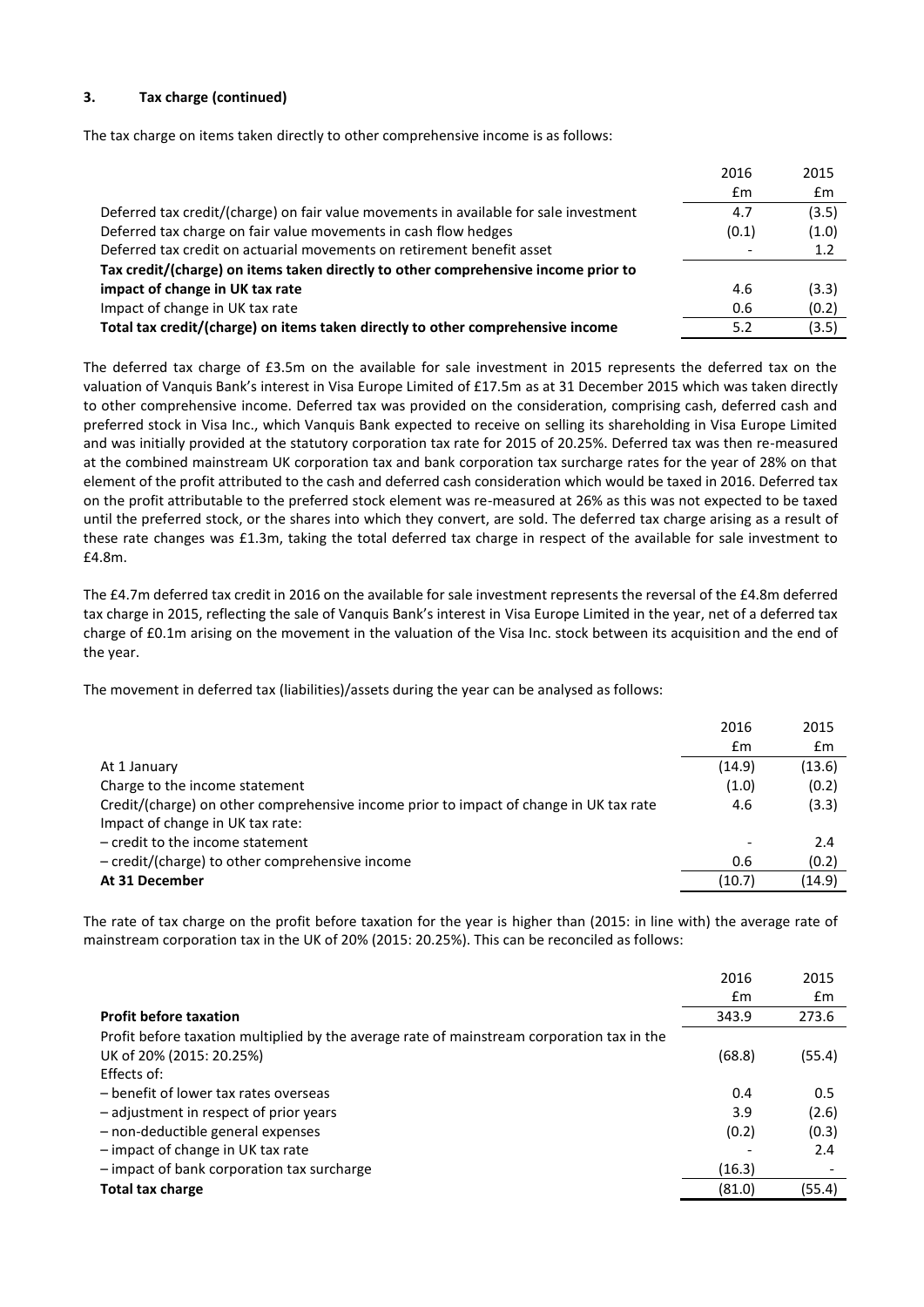### 3. Tax charge (continued)

The tax charge on items taken directly to other comprehensive income is as follows:

| | 2016 | 2015 |
|---|---|---|
| | £m | £m |
| Deferred tax credit/(charge) on fair value movements in available for sale investment | 4.7 | (3.5) |
| Deferred tax charge on fair value movements in cash flow hedges | (0.1) | (1.0) |
| Deferred tax credit on actuarial movements on retirement benefit asset | - | 1.2 |
| **Tax credit/(charge) on items taken directly to other comprehensive income prior to impact of change in UK tax rate** | 4.6 | (3.3) |
| Impact of change in UK tax rate | 0.6 | (0.2) |
| **Total tax credit/(charge) on items taken directly to other comprehensive income** | 5.2 | (3.5) |

The deferred tax charge of £3.5m on the available for sale investment in 2015 represents the deferred tax on the valuation of Vanquis Bank's interest in Visa Europe Limited of £17.5m as at 31 December 2015 which was taken directly to other comprehensive income. Deferred tax was provided on the consideration, comprising cash, deferred cash and preferred stock in Visa Inc., which Vanquis Bank expected to receive on selling its shareholding in Visa Europe Limited and was initially provided at the statutory corporation tax rate for 2015 of 20.25%. Deferred tax was then re-measured at the combined mainstream UK corporation tax and bank corporation tax surcharge rates for the year of 28% on that element of the profit attributed to the cash and deferred cash consideration which would be taxed in 2016. Deferred tax on the profit attributable to the preferred stock element was re-measured at 26% as this was not expected to be taxed until the preferred stock, or the shares into which they convert, are sold. The deferred tax charge arising as a result of these rate changes was £1.3m, taking the total deferred tax charge in respect of the available for sale investment to £4.8m.

The £4.7m deferred tax credit in 2016 on the available for sale investment represents the reversal of the £4.8m deferred tax charge in 2015, reflecting the sale of Vanquis Bank's interest in Visa Europe Limited in the year, net of a deferred tax charge of £0.1m arising on the movement in the valuation of the Visa Inc. stock between its acquisition and the end of the year.

The movement in deferred tax (liabilities)/assets during the year can be analysed as follows:

| | 2016 | 2015 |
|---|---|---|
| | £m | £m |
| At 1 January | (14.9) | (13.6) |
| Charge to the income statement | (1.0) | (0.2) |
| Credit/(charge) on other comprehensive income prior to impact of change in UK tax rate | 4.6 | (3.3) |
| Impact of change in UK tax rate: | | |
| – credit to the income statement | - | 2.4 |
| – credit/(charge) to other comprehensive income | 0.6 | (0.2) |
| **At 31 December** | (10.7) | (14.9) |

The rate of tax charge on the profit before taxation for the year is higher than (2015: in line with) the average rate of mainstream corporation tax in the UK of 20% (2015: 20.25%). This can be reconciled as follows:

| | 2016 | 2015 |
|---|---|---|
| | £m | £m |
| **Profit before taxation** | 343.9 | 273.6 |
| Profit before taxation multiplied by the average rate of mainstream corporation tax in the UK of 20% (2015: 20.25%) | (68.8) | (55.4) |
| Effects of: | | |
| – benefit of lower tax rates overseas | 0.4 | 0.5 |
| – adjustment in respect of prior years | 3.9 | (2.6) |
| – non-deductible general expenses | (0.2) | (0.3) |
| – impact of change in UK tax rate | - | 2.4 |
| – impact of bank corporation tax surcharge | (16.3) | - |
| **Total tax charge** | (81.0) | (55.4) |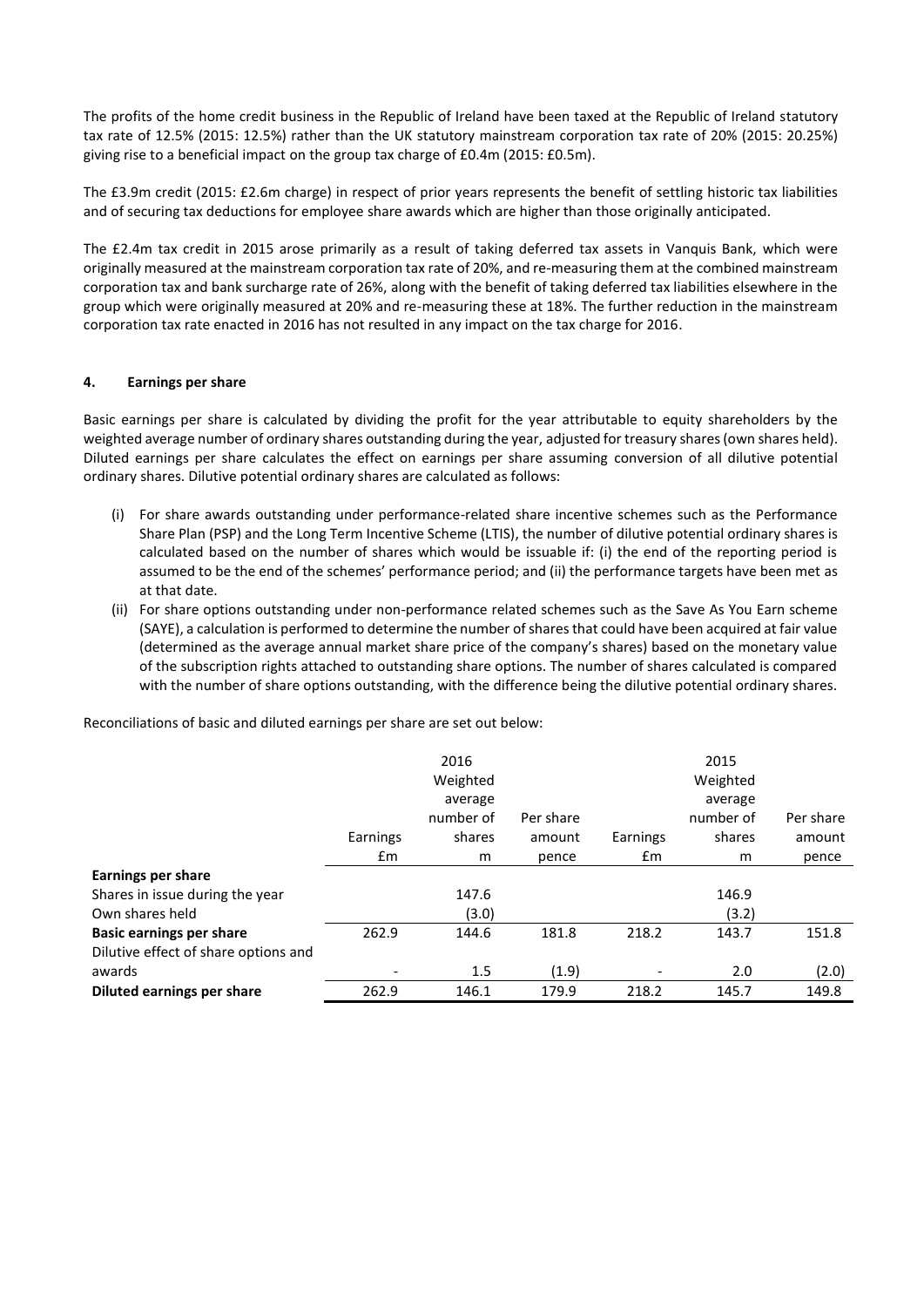The profits of the home credit business in the Republic of Ireland have been taxed at the Republic of Ireland statutory tax rate of 12.5% (2015: 12.5%) rather than the UK statutory mainstream corporation tax rate of 20% (2015: 20.25%) giving rise to a beneficial impact on the group tax charge of £0.4m (2015: £0.5m).

The £3.9m credit (2015: £2.6m charge) in respect of prior years represents the benefit of settling historic tax liabilities and of securing tax deductions for employee share awards which are higher than those originally anticipated.

The £2.4m tax credit in 2015 arose primarily as a result of taking deferred tax assets in Vanquis Bank, which were originally measured at the mainstream corporation tax rate of 20%, and re-measuring them at the combined mainstream corporation tax and bank surcharge rate of 26%, along with the benefit of taking deferred tax liabilities elsewhere in the group which were originally measured at 20% and re-measuring these at 18%. The further reduction in the mainstream corporation tax rate enacted in 2016 has not resulted in any impact on the tax charge for 2016.

## 4. Earnings per share

Basic earnings per share is calculated by dividing the profit for the year attributable to equity shareholders by the weighted average number of ordinary shares outstanding during the year, adjusted for treasury shares (own shares held). Diluted earnings per share calculates the effect on earnings per share assuming conversion of all dilutive potential ordinary shares. Dilutive potential ordinary shares are calculated as follows:

(i) For share awards outstanding under performance-related share incentive schemes such as the Performance Share Plan (PSP) and the Long Term Incentive Scheme (LTIS), the number of dilutive potential ordinary shares is calculated based on the number of shares which would be issuable if: (i) the end of the reporting period is assumed to be the end of the schemes' performance period; and (ii) the performance targets have been met as at that date.

(ii) For share options outstanding under non-performance related schemes such as the Save As You Earn scheme (SAYE), a calculation is performed to determine the number of shares that could have been acquired at fair value (determined as the average annual market share price of the company's shares) based on the monetary value of the subscription rights attached to outstanding share options. The number of shares calculated is compared with the number of share options outstanding, with the difference being the dilutive potential ordinary shares.

Reconciliations of basic and diluted earnings per share are set out below:

| | 2016 Earnings £m | 2016 Weighted average number of shares m | 2016 Per share amount pence | 2015 Earnings £m | 2015 Weighted average number of shares m | 2015 Per share amount pence |
|---|---|---|---|---|---|---|
| **Earnings per share** | | | | | | |
| Shares in issue during the year | | 147.6 | | | 146.9 | |
| Own shares held | | (3.0) | | | (3.2) | |
| **Basic earnings per share** | 262.9 | 144.6 | 181.8 | 218.2 | 143.7 | 151.8 |
| Dilutive effect of share options and awards | - | 1.5 | (1.9) | - | 2.0 | (2.0) |
| **Diluted earnings per share** | 262.9 | 146.1 | 179.9 | 218.2 | 145.7 | 149.8 |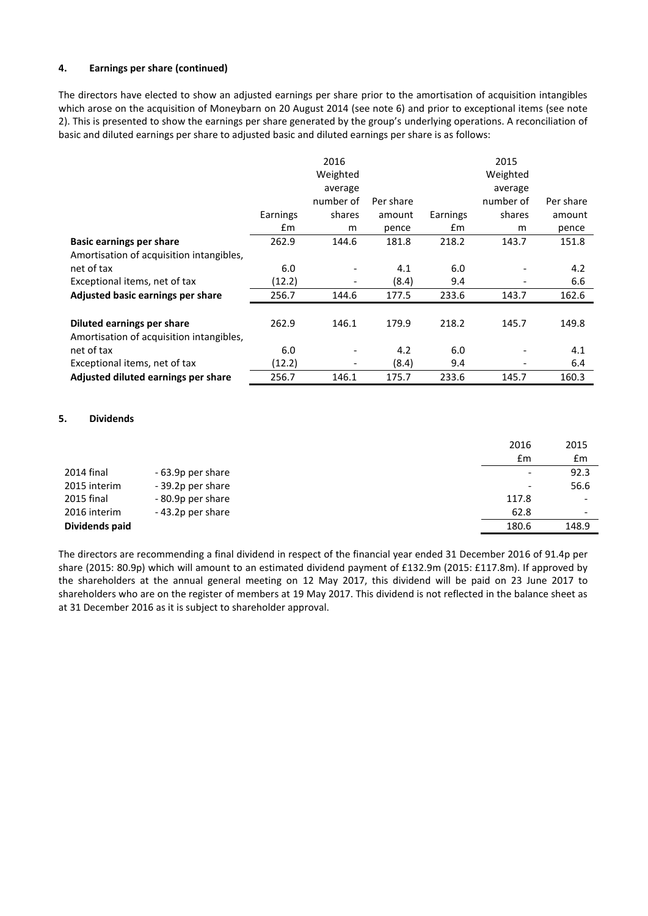## 4. Earnings per share (continued)

The directors have elected to show an adjusted earnings per share prior to the amortisation of acquisition intangibles which arose on the acquisition of Moneybarn on 20 August 2014 (see note 6) and prior to exceptional items (see note 2). This is presented to show the earnings per share generated by the group's underlying operations. A reconciliation of basic and diluted earnings per share to adjusted basic and diluted earnings per share is as follows:

| | | 2016 | | | 2015 | |
|---|---|---|---|---|---|---|
| | Earnings | Weighted average number of shares | Per share amount | Earnings | Weighted average number of shares | Per share amount |
| | £m | m | pence | £m | m | pence |
| **Basic earnings per share** | 262.9 | 144.6 | 181.8 | 218.2 | 143.7 | 151.8 |
| Amortisation of acquisition intangibles, net of tax | 6.0 | - | 4.1 | 6.0 | - | 4.2 |
| Exceptional items, net of tax | (12.2) | - | (8.4) | 9.4 | - | 6.6 |
| **Adjusted basic earnings per share** | 256.7 | 144.6 | 177.5 | 233.6 | 143.7 | 162.6 |
| | | | | | | |
| **Diluted earnings per share** | 262.9 | 146.1 | 179.9 | 218.2 | 145.7 | 149.8 |
| Amortisation of acquisition intangibles, net of tax | 6.0 | - | 4.2 | 6.0 | - | 4.1 |
| Exceptional items, net of tax | (12.2) | - | (8.4) | 9.4 | - | 6.4 |
| **Adjusted diluted earnings per share** | 256.7 | 146.1 | 175.7 | 233.6 | 145.7 | 160.3 |

## 5. Dividends

| | | 2016 | 2015 |
|---|---|---|---|
| | | £m | £m |
| 2014 final | - 63.9p per share | - | 92.3 |
| 2015 interim | - 39.2p per share | - | 56.6 |
| 2015 final | - 80.9p per share | 117.8 | - |
| 2016 interim | - 43.2p per share | 62.8 | - |
| **Dividends paid** | | 180.6 | 148.9 |

The directors are recommending a final dividend in respect of the financial year ended 31 December 2016 of 91.4p per share (2015: 80.9p) which will amount to an estimated dividend payment of £132.9m (2015: £117.8m). If approved by the shareholders at the annual general meeting on 12 May 2017, this dividend will be paid on 23 June 2017 to shareholders who are on the register of members at 19 May 2017. This dividend is not reflected in the balance sheet as at 31 December 2016 as it is subject to shareholder approval.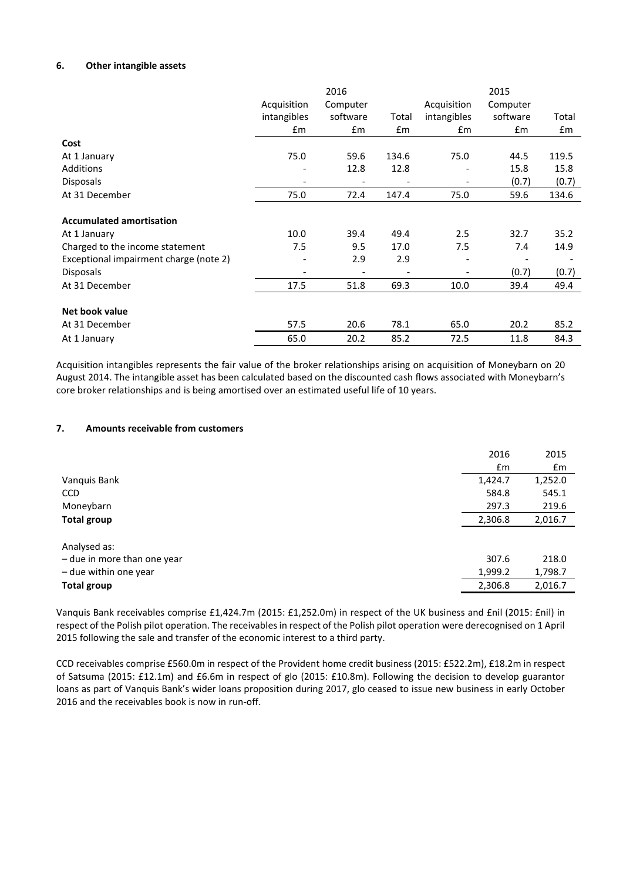### 6. Other intangible assets

| | 2016 | | | 2015 | | |
|---|---|---|---|---|---|---|
| | Acquisition intangibles | Computer software | Total | Acquisition intangibles | Computer software | Total |
| | £m | £m | £m | £m | £m | £m |
| **Cost** | | | | | | |
| At 1 January | 75.0 | 59.6 | 134.6 | 75.0 | 44.5 | 119.5 |
| Additions | - | 12.8 | 12.8 | - | 15.8 | 15.8 |
| Disposals | - | - | - | - | (0.7) | (0.7) |
| At 31 December | 75.0 | 72.4 | 147.4 | 75.0 | 59.6 | 134.6 |
| **Accumulated amortisation** | | | | | | |
| At 1 January | 10.0 | 39.4 | 49.4 | 2.5 | 32.7 | 35.2 |
| Charged to the income statement | 7.5 | 9.5 | 17.0 | 7.5 | 7.4 | 14.9 |
| Exceptional impairment charge (note 2) | - | 2.9 | 2.9 | - | - | - |
| Disposals | - | - | - | - | (0.7) | (0.7) |
| At 31 December | 17.5 | 51.8 | 69.3 | 10.0 | 39.4 | 49.4 |
| **Net book value** | | | | | | |
| At 31 December | 57.5 | 20.6 | 78.1 | 65.0 | 20.2 | 85.2 |
| At 1 January | 65.0 | 20.2 | 85.2 | 72.5 | 11.8 | 84.3 |

Acquisition intangibles represents the fair value of the broker relationships arising on acquisition of Moneybarn on 20 August 2014. The intangible asset has been calculated based on the discounted cash flows associated with Moneybarn's core broker relationships and is being amortised over an estimated useful life of 10 years.

### 7. Amounts receivable from customers

| | 2016 | 2015 |
|---|---|---|
| | £m | £m |
| Vanquis Bank | 1,424.7 | 1,252.0 |
| CCD | 584.8 | 545.1 |
| Moneybarn | 297.3 | 219.6 |
| **Total group** | 2,306.8 | 2,016.7 |
| Analysed as: | | |
| – due in more than one year | 307.6 | 218.0 |
| – due within one year | 1,999.2 | 1,798.7 |
| **Total group** | 2,306.8 | 2,016.7 |

Vanquis Bank receivables comprise £1,424.7m (2015: £1,252.0m) in respect of the UK business and £nil (2015: £nil) in respect of the Polish pilot operation. The receivables in respect of the Polish pilot operation were derecognised on 1 April 2015 following the sale and transfer of the economic interest to a third party.

CCD receivables comprise £560.0m in respect of the Provident home credit business (2015: £522.2m), £18.2m in respect of Satsuma (2015: £12.1m) and £6.6m in respect of glo (2015: £10.8m). Following the decision to develop guarantor loans as part of Vanquis Bank's wider loans proposition during 2017, glo ceased to issue new business in early October 2016 and the receivables book is now in run-off.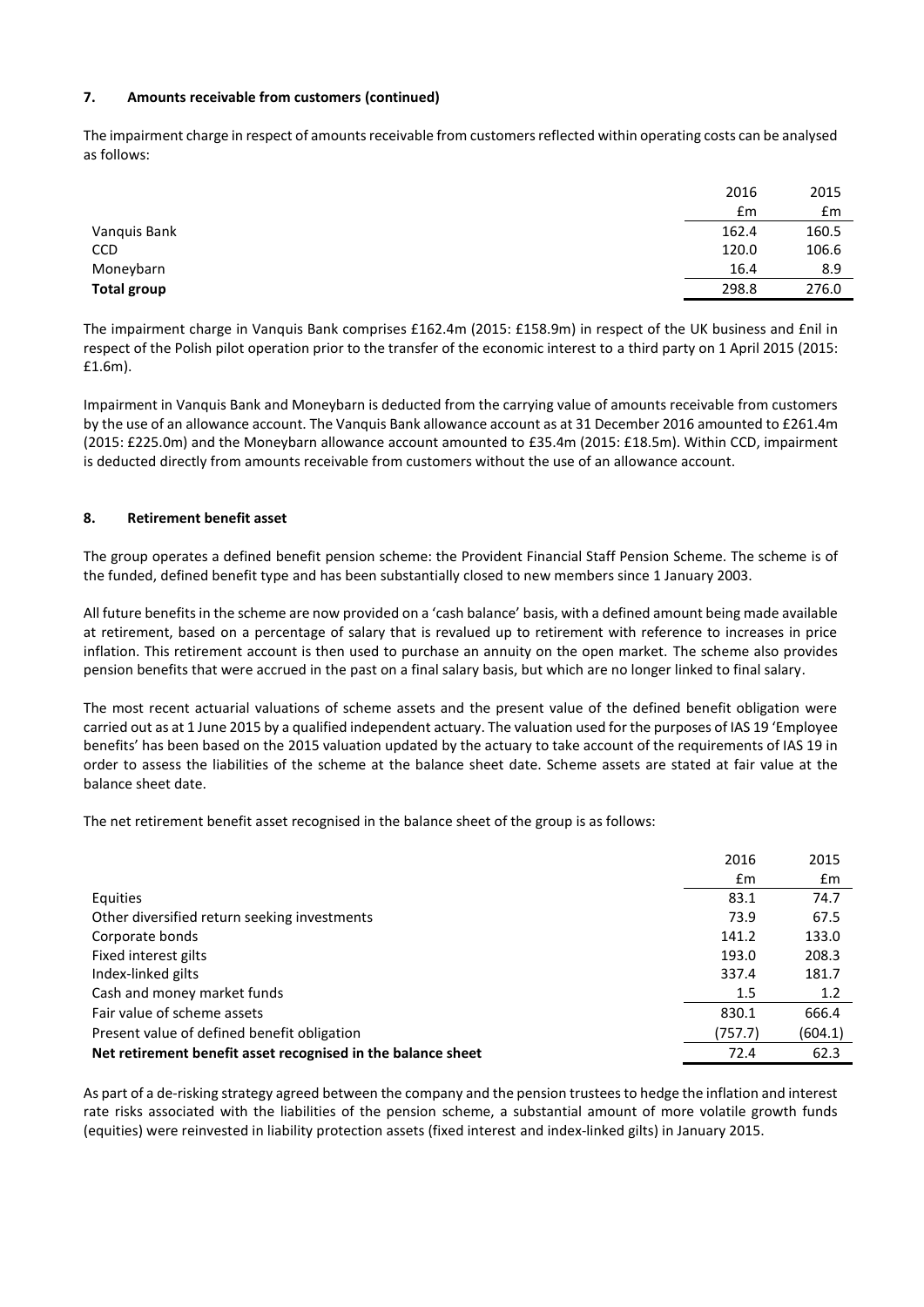### 7. Amounts receivable from customers (continued)

The impairment charge in respect of amounts receivable from customers reflected within operating costs can be analysed as follows:

| | 2016 | 2015 |
|---|---|---|
| | £m | £m |
| Vanquis Bank | 162.4 | 160.5 |
| CCD | 120.0 | 106.6 |
| Moneybarn | 16.4 | 8.9 |
| **Total group** | 298.8 | 276.0 |

The impairment charge in Vanquis Bank comprises £162.4m (2015: £158.9m) in respect of the UK business and £nil in respect of the Polish pilot operation prior to the transfer of the economic interest to a third party on 1 April 2015 (2015: £1.6m).

Impairment in Vanquis Bank and Moneybarn is deducted from the carrying value of amounts receivable from customers by the use of an allowance account. The Vanquis Bank allowance account as at 31 December 2016 amounted to £261.4m (2015: £225.0m) and the Moneybarn allowance account amounted to £35.4m (2015: £18.5m). Within CCD, impairment is deducted directly from amounts receivable from customers without the use of an allowance account.

### 8. Retirement benefit asset

The group operates a defined benefit pension scheme: the Provident Financial Staff Pension Scheme. The scheme is of the funded, defined benefit type and has been substantially closed to new members since 1 January 2003.

All future benefits in the scheme are now provided on a 'cash balance' basis, with a defined amount being made available at retirement, based on a percentage of salary that is revalued up to retirement with reference to increases in price inflation. This retirement account is then used to purchase an annuity on the open market. The scheme also provides pension benefits that were accrued in the past on a final salary basis, but which are no longer linked to final salary.

The most recent actuarial valuations of scheme assets and the present value of the defined benefit obligation were carried out as at 1 June 2015 by a qualified independent actuary. The valuation used for the purposes of IAS 19 'Employee benefits' has been based on the 2015 valuation updated by the actuary to take account of the requirements of IAS 19 in order to assess the liabilities of the scheme at the balance sheet date. Scheme assets are stated at fair value at the balance sheet date.

The net retirement benefit asset recognised in the balance sheet of the group is as follows:

| | 2016 | 2015 |
|---|---|---|
| | £m | £m |
| Equities | 83.1 | 74.7 |
| Other diversified return seeking investments | 73.9 | 67.5 |
| Corporate bonds | 141.2 | 133.0 |
| Fixed interest gilts | 193.0 | 208.3 |
| Index-linked gilts | 337.4 | 181.7 |
| Cash and money market funds | 1.5 | 1.2 |
| Fair value of scheme assets | 830.1 | 666.4 |
| Present value of defined benefit obligation | (757.7) | (604.1) |
| **Net retirement benefit asset recognised in the balance sheet** | 72.4 | 62.3 |

As part of a de-risking strategy agreed between the company and the pension trustees to hedge the inflation and interest rate risks associated with the liabilities of the pension scheme, a substantial amount of more volatile growth funds (equities) were reinvested in liability protection assets (fixed interest and index-linked gilts) in January 2015.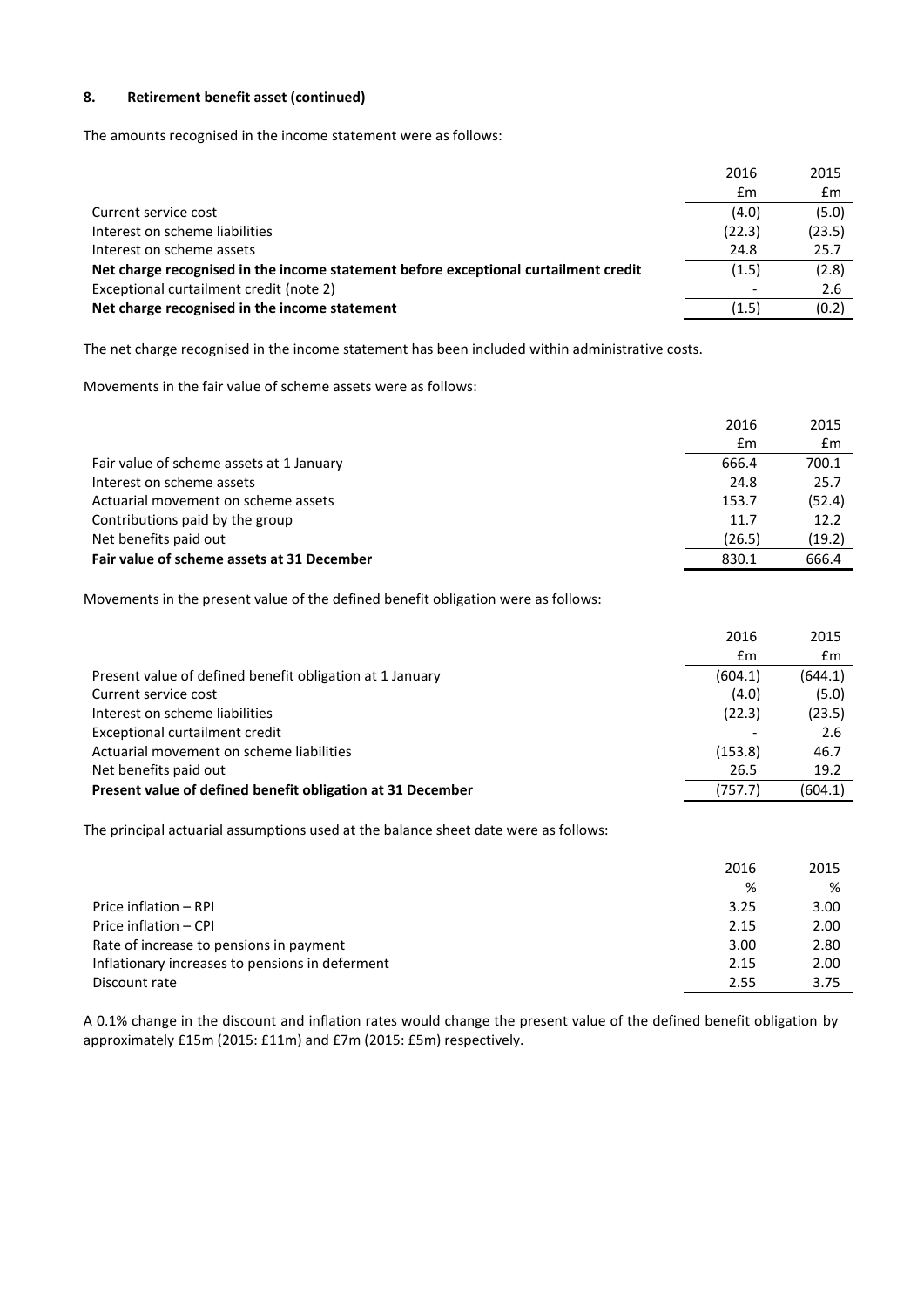### 8. Retirement benefit asset (continued)

The amounts recognised in the income statement were as follows:

| | 2016 | 2015 |
|---|---|---|
| | £m | £m |
| Current service cost | (4.0) | (5.0) |
| Interest on scheme liabilities | (22.3) | (23.5) |
| Interest on scheme assets | 24.8 | 25.7 |
| **Net charge recognised in the income statement before exceptional curtailment credit** | (1.5) | (2.8) |
| Exceptional curtailment credit (note 2) | - | 2.6 |
| **Net charge recognised in the income statement** | (1.5) | (0.2) |

The net charge recognised in the income statement has been included within administrative costs.

Movements in the fair value of scheme assets were as follows:

| | 2016 | 2015 |
|---|---|---|
| | £m | £m |
| Fair value of scheme assets at 1 January | 666.4 | 700.1 |
| Interest on scheme assets | 24.8 | 25.7 |
| Actuarial movement on scheme assets | 153.7 | (52.4) |
| Contributions paid by the group | 11.7 | 12.2 |
| Net benefits paid out | (26.5) | (19.2) |
| **Fair value of scheme assets at 31 December** | 830.1 | 666.4 |

Movements in the present value of the defined benefit obligation were as follows:

| | 2016 | 2015 |
|---|---|---|
| | £m | £m |
| Present value of defined benefit obligation at 1 January | (604.1) | (644.1) |
| Current service cost | (4.0) | (5.0) |
| Interest on scheme liabilities | (22.3) | (23.5) |
| Exceptional curtailment credit | - | 2.6 |
| Actuarial movement on scheme liabilities | (153.8) | 46.7 |
| Net benefits paid out | 26.5 | 19.2 |
| **Present value of defined benefit obligation at 31 December** | (757.7) | (604.1) |

The principal actuarial assumptions used at the balance sheet date were as follows:

| | 2016 | 2015 |
|---|---|---|
| | % | % |
| Price inflation – RPI | 3.25 | 3.00 |
| Price inflation – CPI | 2.15 | 2.00 |
| Rate of increase to pensions in payment | 3.00 | 2.80 |
| Inflationary increases to pensions in deferment | 2.15 | 2.00 |
| Discount rate | 2.55 | 3.75 |

A 0.1% change in the discount and inflation rates would change the present value of the defined benefit obligation by approximately £15m (2015: £11m) and £7m (2015: £5m) respectively.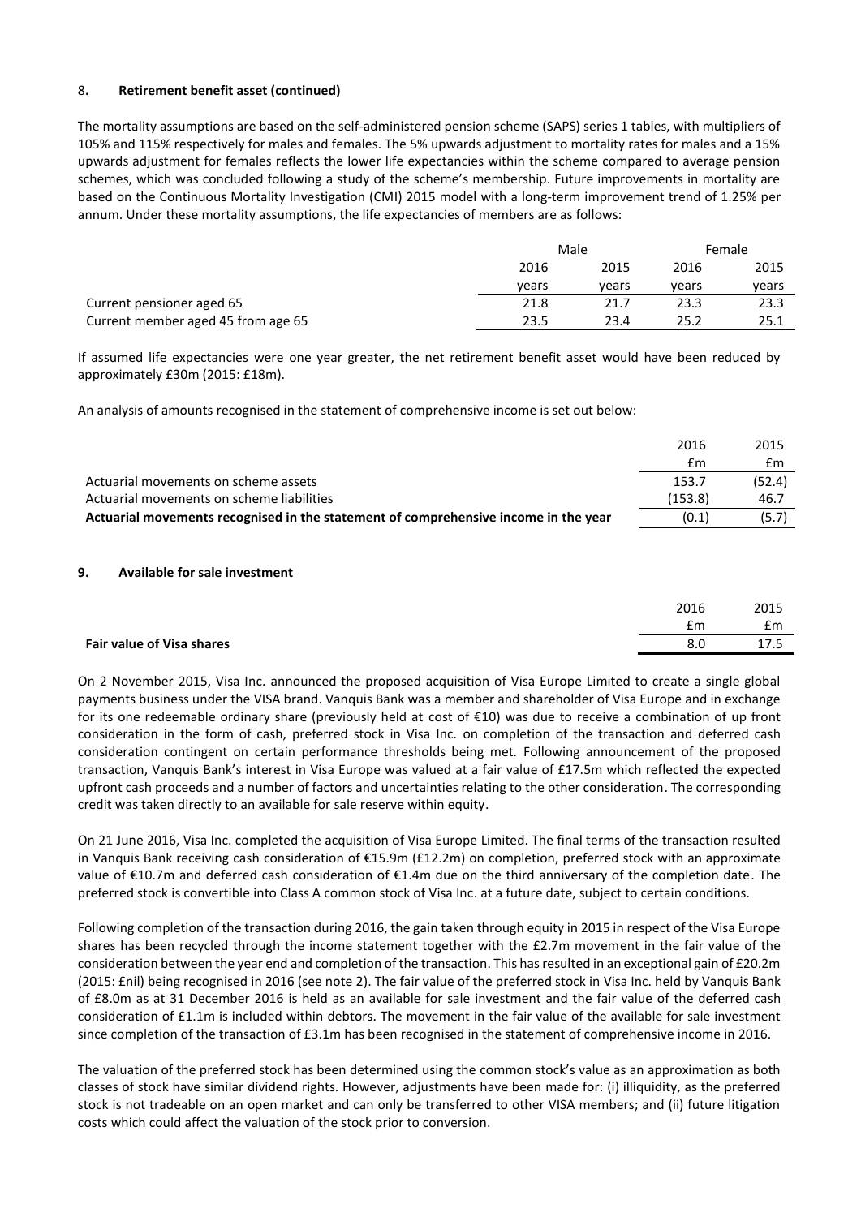### 8. Retirement benefit asset (continued)

The mortality assumptions are based on the self-administered pension scheme (SAPS) series 1 tables, with multipliers of 105% and 115% respectively for males and females. The 5% upwards adjustment to mortality rates for males and a 15% upwards adjustment for females reflects the lower life expectancies within the scheme compared to average pension schemes, which was concluded following a study of the scheme's membership. Future improvements in mortality are based on the Continuous Mortality Investigation (CMI) 2015 model with a long-term improvement trend of 1.25% per annum. Under these mortality assumptions, the life expectancies of members are as follows:

| | Male | | Female | |
|---|---|---|---|---|
| | 2016 | 2015 | 2016 | 2015 |
| | years | years | years | years |
| Current pensioner aged 65 | 21.8 | 21.7 | 23.3 | 23.3 |
| Current member aged 45 from age 65 | 23.5 | 23.4 | 25.2 | 25.1 |

If assumed life expectancies were one year greater, the net retirement benefit asset would have been reduced by approximately £30m (2015: £18m).

An analysis of amounts recognised in the statement of comprehensive income is set out below:

| | 2016 | 2015 |
|---|---|---|
| | £m | £m |
| Actuarial movements on scheme assets | 153.7 | (52.4) |
| Actuarial movements on scheme liabilities | (153.8) | 46.7 |
| **Actuarial movements recognised in the statement of comprehensive income in the year** | (0.1) | (5.7) |

### 9. Available for sale investment

| | 2016 | 2015 |
|---|---|---|
| | £m | £m |
| **Fair value of Visa shares** | 8.0 | 17.5 |

On 2 November 2015, Visa Inc. announced the proposed acquisition of Visa Europe Limited to create a single global payments business under the VISA brand. Vanquis Bank was a member and shareholder of Visa Europe and in exchange for its one redeemable ordinary share (previously held at cost of €10) was due to receive a combination of up front consideration in the form of cash, preferred stock in Visa Inc. on completion of the transaction and deferred cash consideration contingent on certain performance thresholds being met. Following announcement of the proposed transaction, Vanquis Bank's interest in Visa Europe was valued at a fair value of £17.5m which reflected the expected upfront cash proceeds and a number of factors and uncertainties relating to the other consideration. The corresponding credit was taken directly to an available for sale reserve within equity.

On 21 June 2016, Visa Inc. completed the acquisition of Visa Europe Limited. The final terms of the transaction resulted in Vanquis Bank receiving cash consideration of €15.9m (£12.2m) on completion, preferred stock with an approximate value of €10.7m and deferred cash consideration of €1.4m due on the third anniversary of the completion date. The preferred stock is convertible into Class A common stock of Visa Inc. at a future date, subject to certain conditions.

Following completion of the transaction during 2016, the gain taken through equity in 2015 in respect of the Visa Europe shares has been recycled through the income statement together with the £2.7m movement in the fair value of the consideration between the year end and completion of the transaction. This has resulted in an exceptional gain of £20.2m (2015: £nil) being recognised in 2016 (see note 2). The fair value of the preferred stock in Visa Inc. held by Vanquis Bank of £8.0m as at 31 December 2016 is held as an available for sale investment and the fair value of the deferred cash consideration of £1.1m is included within debtors. The movement in the fair value of the available for sale investment since completion of the transaction of £3.1m has been recognised in the statement of comprehensive income in 2016.

The valuation of the preferred stock has been determined using the common stock's value as an approximation as both classes of stock have similar dividend rights. However, adjustments have been made for: (i) illiquidity, as the preferred stock is not tradeable on an open market and can only be transferred to other VISA members; and (ii) future litigation costs which could affect the valuation of the stock prior to conversion.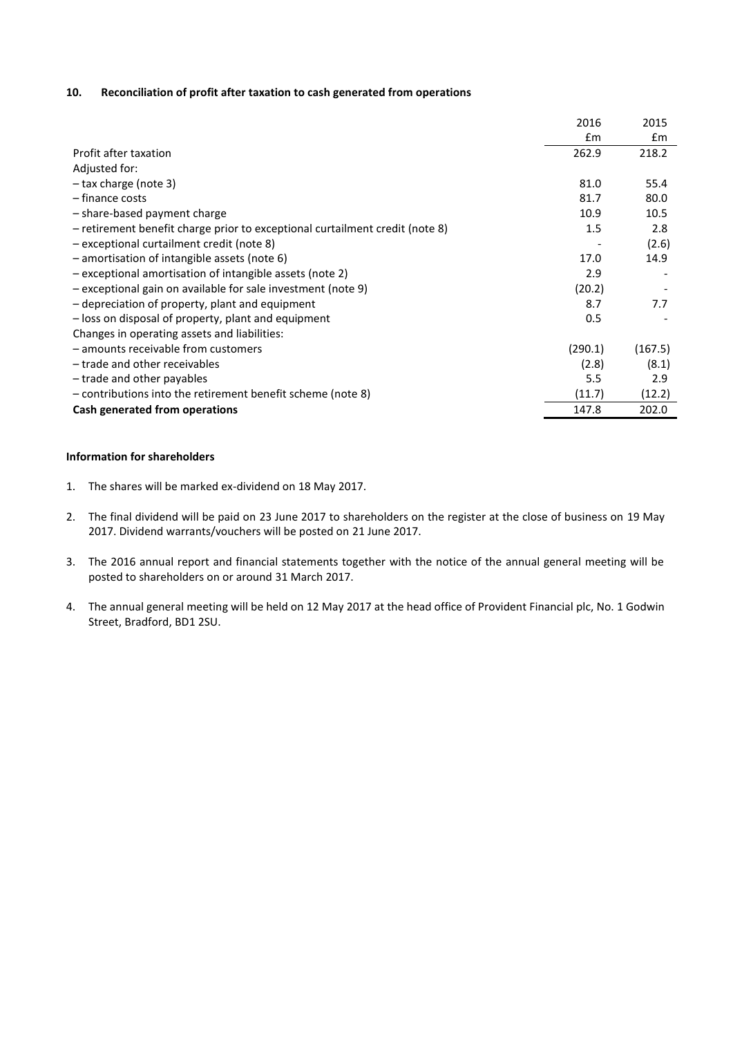### 10. Reconciliation of profit after taxation to cash generated from operations

| | 2016 £m | 2015 £m |
|---|---|---|
| Profit after taxation | 262.9 | 218.2 |
| Adjusted for: | | |
| – tax charge (note 3) | 81.0 | 55.4 |
| – finance costs | 81.7 | 80.0 |
| – share-based payment charge | 10.9 | 10.5 |
| – retirement benefit charge prior to exceptional curtailment credit (note 8) | 1.5 | 2.8 |
| – exceptional curtailment credit (note 8) | - | (2.6) |
| – amortisation of intangible assets (note 6) | 17.0 | 14.9 |
| – exceptional amortisation of intangible assets (note 2) | 2.9 | - |
| – exceptional gain on available for sale investment (note 9) | (20.2) | - |
| – depreciation of property, plant and equipment | 8.7 | 7.7 |
| – loss on disposal of property, plant and equipment | 0.5 | - |
| Changes in operating assets and liabilities: | | |
| – amounts receivable from customers | (290.1) | (167.5) |
| – trade and other receivables | (2.8) | (8.1) |
| – trade and other payables | 5.5 | 2.9 |
| – contributions into the retirement benefit scheme (note 8) | (11.7) | (12.2) |
| **Cash generated from operations** | 147.8 | 202.0 |

**Information for shareholders**

1. The shares will be marked ex-dividend on 18 May 2017.
2. The final dividend will be paid on 23 June 2017 to shareholders on the register at the close of business on 19 May 2017. Dividend warrants/vouchers will be posted on 21 June 2017.
3. The 2016 annual report and financial statements together with the notice of the annual general meeting will be posted to shareholders on or around 31 March 2017.
4. The annual general meeting will be held on 12 May 2017 at the head office of Provident Financial plc, No. 1 Godwin Street, Bradford, BD1 2SU.